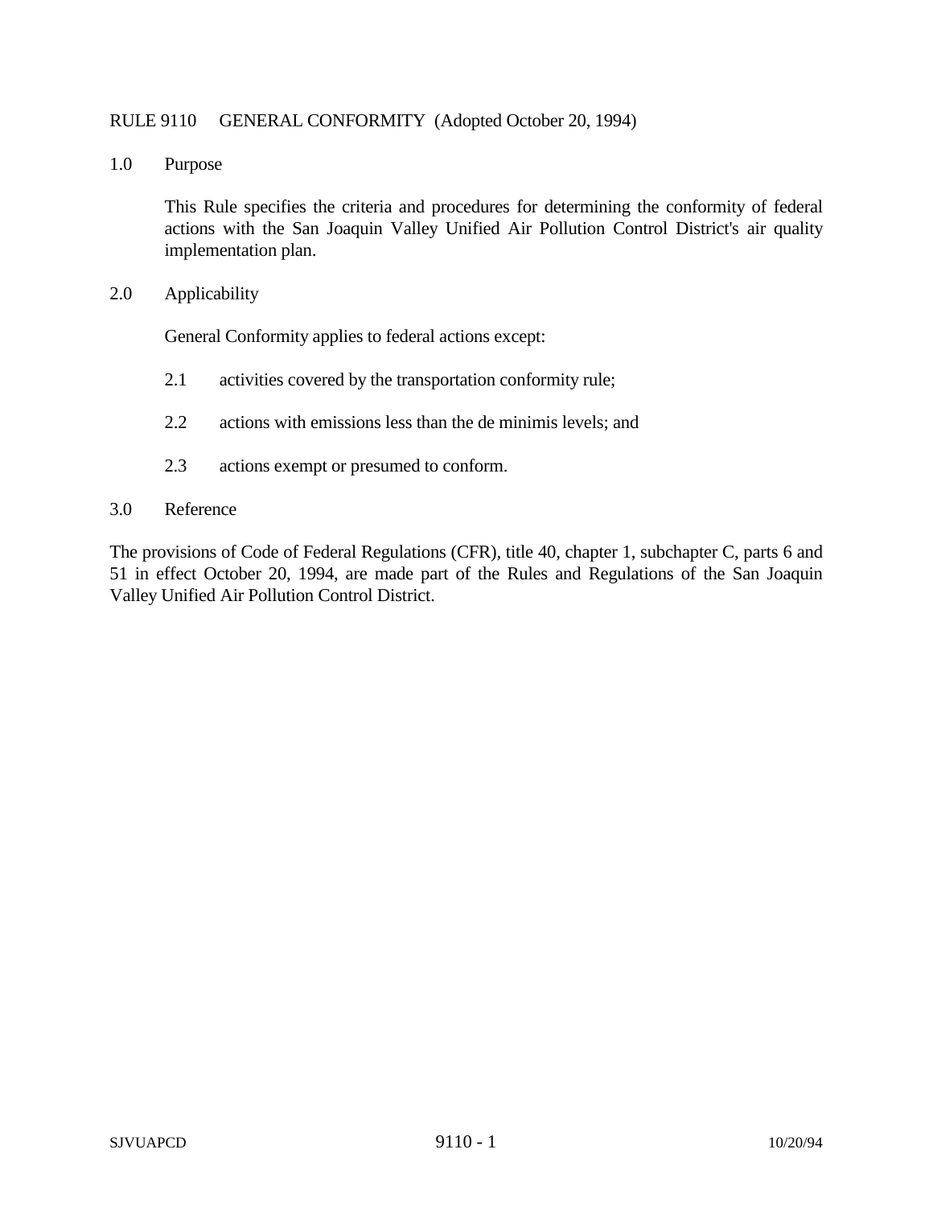# RULE 9110 GENERAL CONFORMITY (Adopted October 20, 1994)

## 1.0 Purpose

This Rule specifies the criteria and procedures for determining the conformity of federal actions with the San Joaquin Valley Unified Air Pollution Control District's air quality implementation plan.

## 2.0 Applicability

General Conformity applies to federal actions except:

2.1 activities covered by the transportation conformity rule;

2.2 actions with emissions less than the de minimis levels; and

2.3 actions exempt or presumed to conform.

## 3.0 Reference

The provisions of Code of Federal Regulations (CFR), title 40, chapter 1, subchapter C, parts 6 and 51 in effect October 20, 1994, are made part of the Rules and Regulations of the San Joaquin Valley Unified Air Pollution Control District.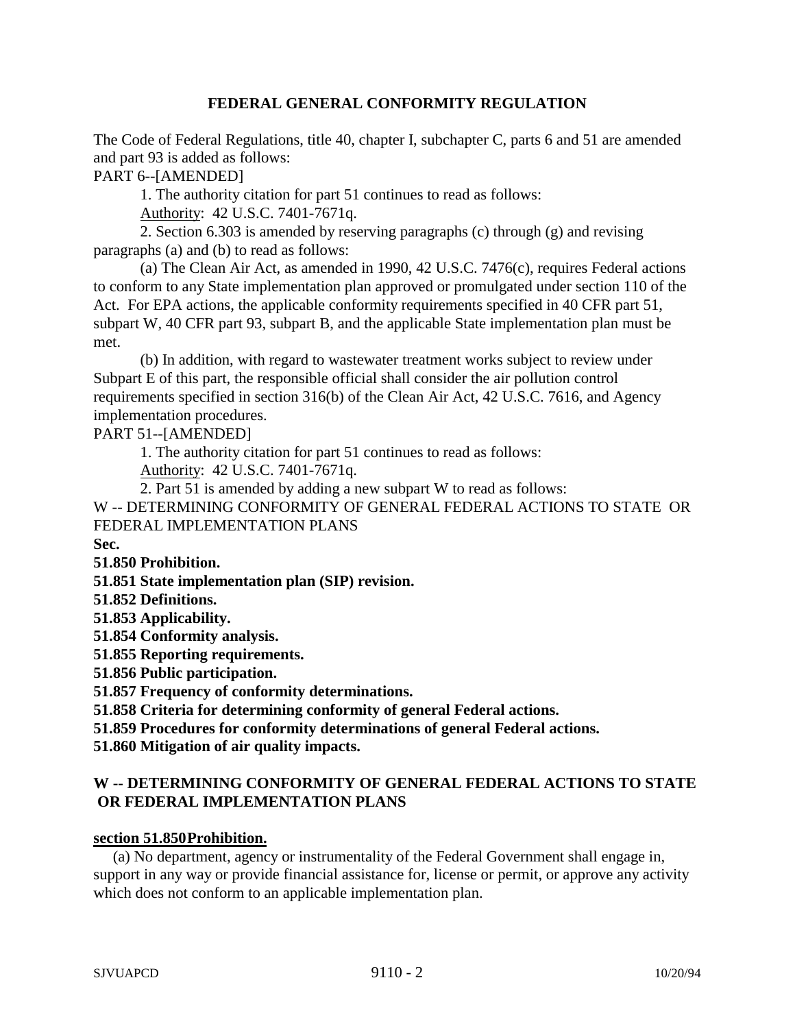## FEDERAL GENERAL CONFORMITY REGULATION

The Code of Federal Regulations, title 40, chapter I, subchapter C, parts 6 and 51 are amended and part 93 is added as follows:

PART 6--[AMENDED]

1. The authority citation for part 51 continues to read as follows:

Authority: 42 U.S.C. 7401-7671q.

2. Section 6.303 is amended by reserving paragraphs (c) through (g) and revising paragraphs (a) and (b) to read as follows:

(a) The Clean Air Act, as amended in 1990, 42 U.S.C. 7476(c), requires Federal actions to conform to any State implementation plan approved or promulgated under section 110 of the Act. For EPA actions, the applicable conformity requirements specified in 40 CFR part 51, subpart W, 40 CFR part 93, subpart B, and the applicable State implementation plan must be met.

(b) In addition, with regard to wastewater treatment works subject to review under Subpart E of this part, the responsible official shall consider the air pollution control requirements specified in section 316(b) of the Clean Air Act, 42 U.S.C. 7616, and Agency implementation procedures.

PART 51--[AMENDED]

1. The authority citation for part 51 continues to read as follows:

Authority: 42 U.S.C. 7401-7671q.

2. Part 51 is amended by adding a new subpart W to read as follows:

W -- DETERMINING CONFORMITY OF GENERAL FEDERAL ACTIONS TO STATE OR FEDERAL IMPLEMENTATION PLANS

**Sec.**

**51.850 Prohibition.**

**51.851 State implementation plan (SIP) revision.**

**51.852 Definitions.**

**51.853 Applicability.**

**51.854 Conformity analysis.**

**51.855 Reporting requirements.**

**51.856 Public participation.**

**51.857 Frequency of conformity determinations.**

**51.858 Criteria for determining conformity of general Federal actions.**

**51.859 Procedures for conformity determinations of general Federal actions.**

**51.860 Mitigation of air quality impacts.**

## W -- DETERMINING CONFORMITY OF GENERAL FEDERAL ACTIONS TO STATE OR FEDERAL IMPLEMENTATION PLANS

### section 51.850 Prohibition.

(a) No department, agency or instrumentality of the Federal Government shall engage in, support in any way or provide financial assistance for, license or permit, or approve any activity which does not conform to an applicable implementation plan.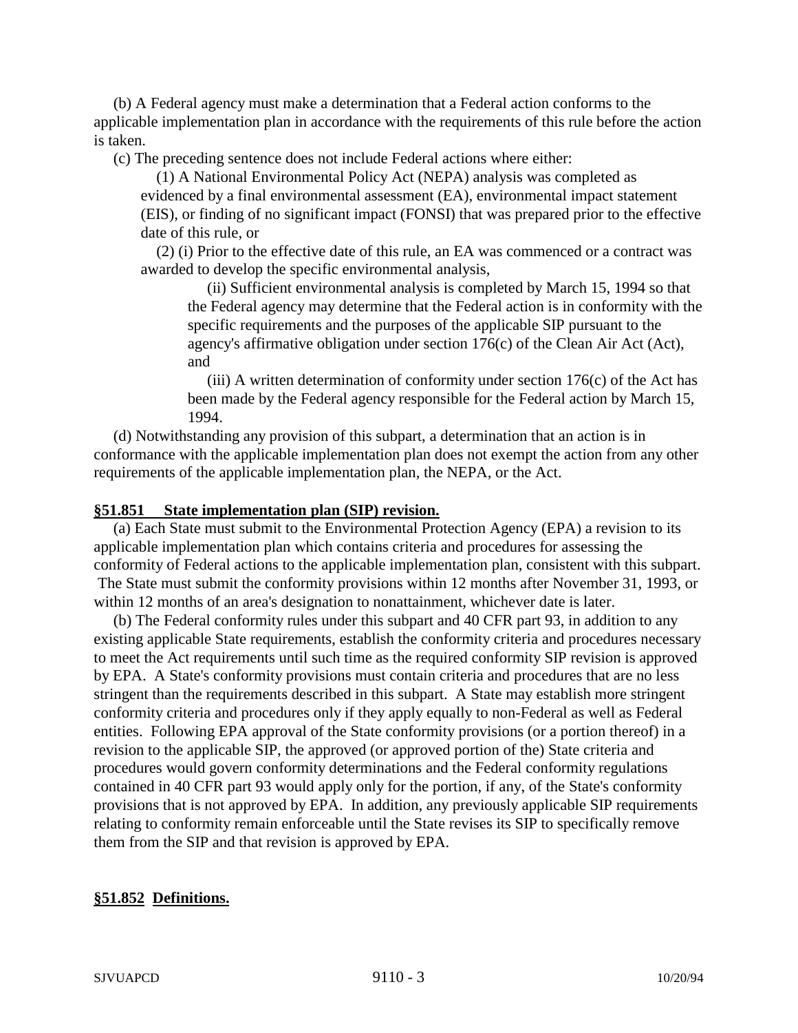(b) A Federal agency must make a determination that a Federal action conforms to the applicable implementation plan in accordance with the requirements of this rule before the action is taken.

(c) The preceding sentence does not include Federal actions where either:

(1) A National Environmental Policy Act (NEPA) analysis was completed as evidenced by a final environmental assessment (EA), environmental impact statement (EIS), or finding of no significant impact (FONSI) that was prepared prior to the effective date of this rule, or

(2) (i) Prior to the effective date of this rule, an EA was commenced or a contract was awarded to develop the specific environmental analysis,

(ii) Sufficient environmental analysis is completed by March 15, 1994 so that the Federal agency may determine that the Federal action is in conformity with the specific requirements and the purposes of the applicable SIP pursuant to the agency's affirmative obligation under section 176(c) of the Clean Air Act (Act), and

(iii) A written determination of conformity under section 176(c) of the Act has been made by the Federal agency responsible for the Federal action by March 15, 1994.

(d) Notwithstanding any provision of this subpart, a determination that an action is in conformance with the applicable implementation plan does not exempt the action from any other requirements of the applicable implementation plan, the NEPA, or the Act.

**§51.851 State implementation plan (SIP) revision.**

(a) Each State must submit to the Environmental Protection Agency (EPA) a revision to its applicable implementation plan which contains criteria and procedures for assessing the conformity of Federal actions to the applicable implementation plan, consistent with this subpart. The State must submit the conformity provisions within 12 months after November 31, 1993, or within 12 months of an area's designation to nonattainment, whichever date is later.

(b) The Federal conformity rules under this subpart and 40 CFR part 93, in addition to any existing applicable State requirements, establish the conformity criteria and procedures necessary to meet the Act requirements until such time as the required conformity SIP revision is approved by EPA. A State's conformity provisions must contain criteria and procedures that are no less stringent than the requirements described in this subpart. A State may establish more stringent conformity criteria and procedures only if they apply equally to non-Federal as well as Federal entities. Following EPA approval of the State conformity provisions (or a portion thereof) in a revision to the applicable SIP, the approved (or approved portion of the) State criteria and procedures would govern conformity determinations and the Federal conformity regulations contained in 40 CFR part 93 would apply only for the portion, if any, of the State's conformity provisions that is not approved by EPA. In addition, any previously applicable SIP requirements relating to conformity remain enforceable until the State revises its SIP to specifically remove them from the SIP and that revision is approved by EPA.

**§51.852 Definitions.**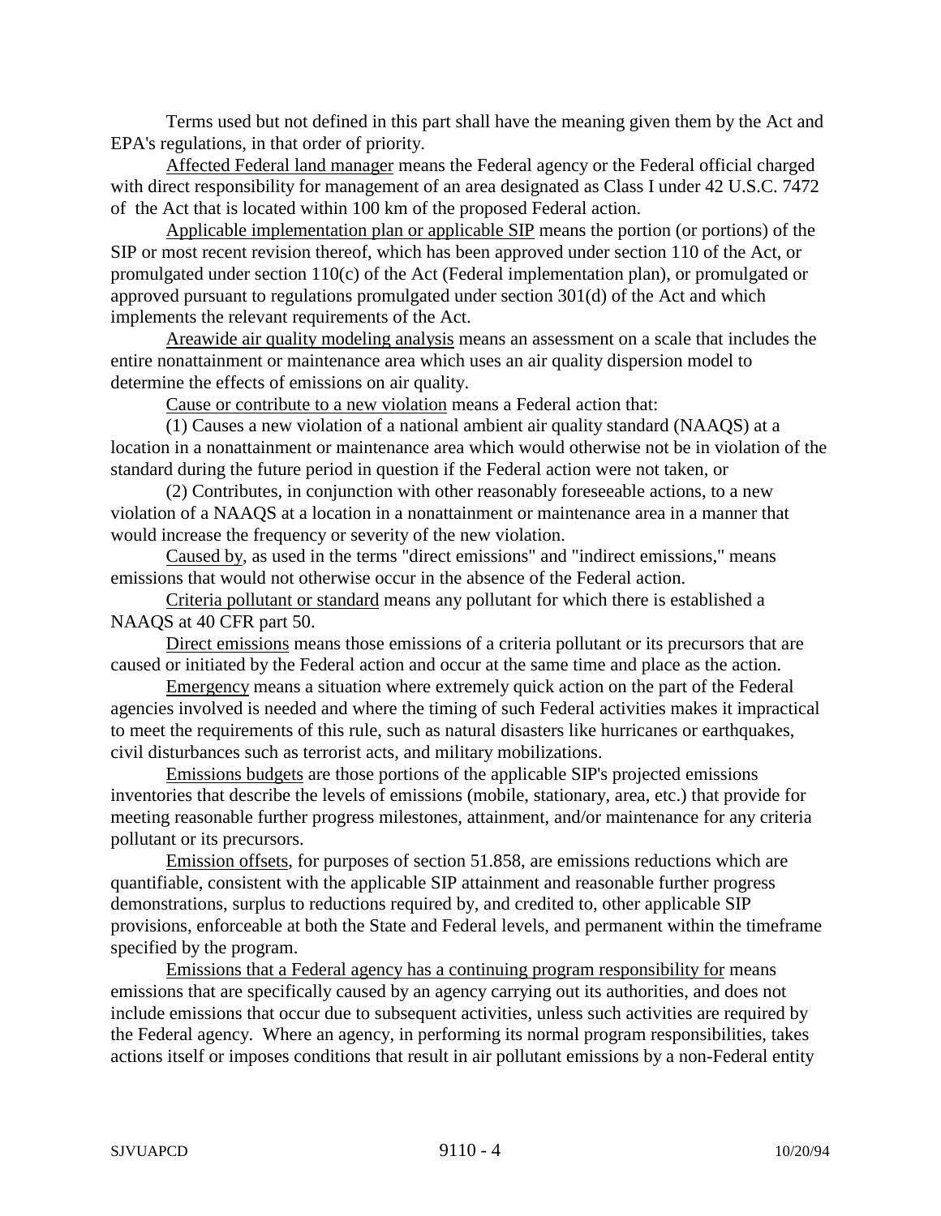Terms used but not defined in this part shall have the meaning given them by the Act and EPA's regulations, in that order of priority.

Affected Federal land manager means the Federal agency or the Federal official charged with direct responsibility for management of an area designated as Class I under 42 U.S.C. 7472 of the Act that is located within 100 km of the proposed Federal action.

Applicable implementation plan or applicable SIP means the portion (or portions) of the SIP or most recent revision thereof, which has been approved under section 110 of the Act, or promulgated under section 110(c) of the Act (Federal implementation plan), or promulgated or approved pursuant to regulations promulgated under section 301(d) of the Act and which implements the relevant requirements of the Act.

Areawide air quality modeling analysis means an assessment on a scale that includes the entire nonattainment or maintenance area which uses an air quality dispersion model to determine the effects of emissions on air quality.

Cause or contribute to a new violation means a Federal action that:

(1) Causes a new violation of a national ambient air quality standard (NAAQS) at a location in a nonattainment or maintenance area which would otherwise not be in violation of the standard during the future period in question if the Federal action were not taken, or

(2) Contributes, in conjunction with other reasonably foreseeable actions, to a new violation of a NAAQS at a location in a nonattainment or maintenance area in a manner that would increase the frequency or severity of the new violation.

Caused by, as used in the terms "direct emissions" and "indirect emissions," means emissions that would not otherwise occur in the absence of the Federal action.

Criteria pollutant or standard means any pollutant for which there is established a NAAQS at 40 CFR part 50.

Direct emissions means those emissions of a criteria pollutant or its precursors that are caused or initiated by the Federal action and occur at the same time and place as the action.

Emergency means a situation where extremely quick action on the part of the Federal agencies involved is needed and where the timing of such Federal activities makes it impractical to meet the requirements of this rule, such as natural disasters like hurricanes or earthquakes, civil disturbances such as terrorist acts, and military mobilizations.

Emissions budgets are those portions of the applicable SIP's projected emissions inventories that describe the levels of emissions (mobile, stationary, area, etc.) that provide for meeting reasonable further progress milestones, attainment, and/or maintenance for any criteria pollutant or its precursors.

Emission offsets, for purposes of section 51.858, are emissions reductions which are quantifiable, consistent with the applicable SIP attainment and reasonable further progress demonstrations, surplus to reductions required by, and credited to, other applicable SIP provisions, enforceable at both the State and Federal levels, and permanent within the timeframe specified by the program.

Emissions that a Federal agency has a continuing program responsibility for means emissions that are specifically caused by an agency carrying out its authorities, and does not include emissions that occur due to subsequent activities, unless such activities are required by the Federal agency. Where an agency, in performing its normal program responsibilities, takes actions itself or imposes conditions that result in air pollutant emissions by a non-Federal entity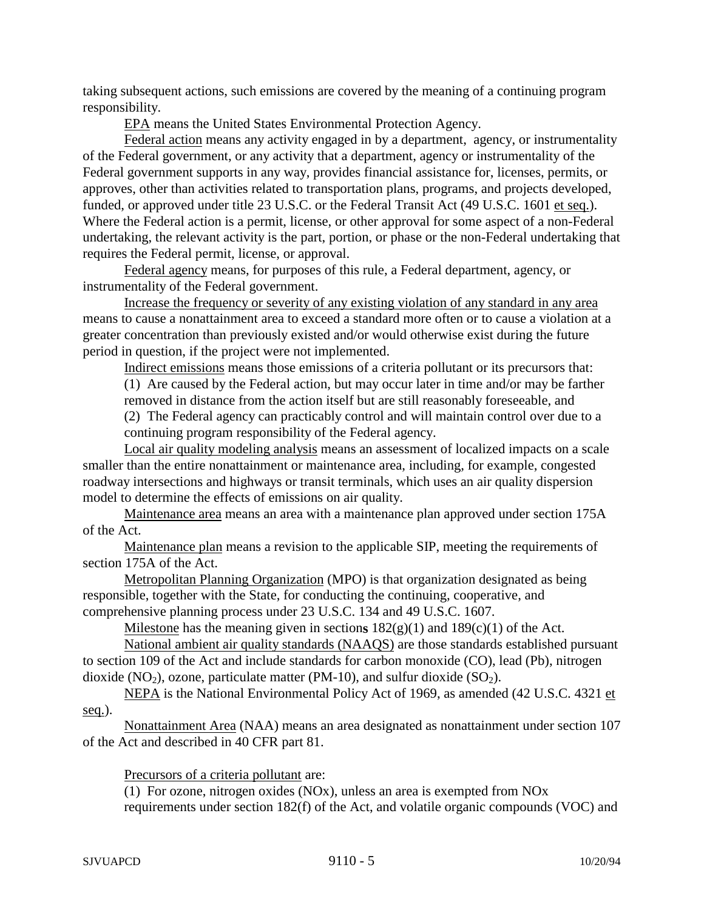taking subsequent actions, such emissions are covered by the meaning of a continuing program responsibility.

EPA means the United States Environmental Protection Agency.

Federal action means any activity engaged in by a department, agency, or instrumentality of the Federal government, or any activity that a department, agency or instrumentality of the Federal government supports in any way, provides financial assistance for, licenses, permits, or approves, other than activities related to transportation plans, programs, and projects developed, funded, or approved under title 23 U.S.C. or the Federal Transit Act (49 U.S.C. 1601 et seq.). Where the Federal action is a permit, license, or other approval for some aspect of a non-Federal undertaking, the relevant activity is the part, portion, or phase or the non-Federal undertaking that requires the Federal permit, license, or approval.

Federal agency means, for purposes of this rule, a Federal department, agency, or instrumentality of the Federal government.

Increase the frequency or severity of any existing violation of any standard in any area means to cause a nonattainment area to exceed a standard more often or to cause a violation at a greater concentration than previously existed and/or would otherwise exist during the future period in question, if the project were not implemented.

Indirect emissions means those emissions of a criteria pollutant or its precursors that:

(1) Are caused by the Federal action, but may occur later in time and/or may be farther removed in distance from the action itself but are still reasonably foreseeable, and

(2) The Federal agency can practicably control and will maintain control over due to a continuing program responsibility of the Federal agency.

Local air quality modeling analysis means an assessment of localized impacts on a scale smaller than the entire nonattainment or maintenance area, including, for example, congested roadway intersections and highways or transit terminals, which uses an air quality dispersion model to determine the effects of emissions on air quality.

Maintenance area means an area with a maintenance plan approved under section 175A of the Act.

Maintenance plan means a revision to the applicable SIP, meeting the requirements of section 175A of the Act.

Metropolitan Planning Organization (MPO) is that organization designated as being responsible, together with the State, for conducting the continuing, cooperative, and comprehensive planning process under 23 U.S.C. 134 and 49 U.S.C. 1607.

Milestone has the meaning given in sections 182(g)(1) and 189(c)(1) of the Act.

National ambient air quality standards (NAAQS) are those standards established pursuant to section 109 of the Act and include standards for carbon monoxide (CO), lead (Pb), nitrogen dioxide ($NO_2$), ozone, particulate matter (PM-10), and sulfur dioxide ($SO_2$).

NEPA is the National Environmental Policy Act of 1969, as amended (42 U.S.C. 4321 et seq.).

Nonattainment Area (NAA) means an area designated as nonattainment under section 107 of the Act and described in 40 CFR part 81.

Precursors of a criteria pollutant are:

(1) For ozone, nitrogen oxides (NOx), unless an area is exempted from NOx requirements under section 182(f) of the Act, and volatile organic compounds (VOC) and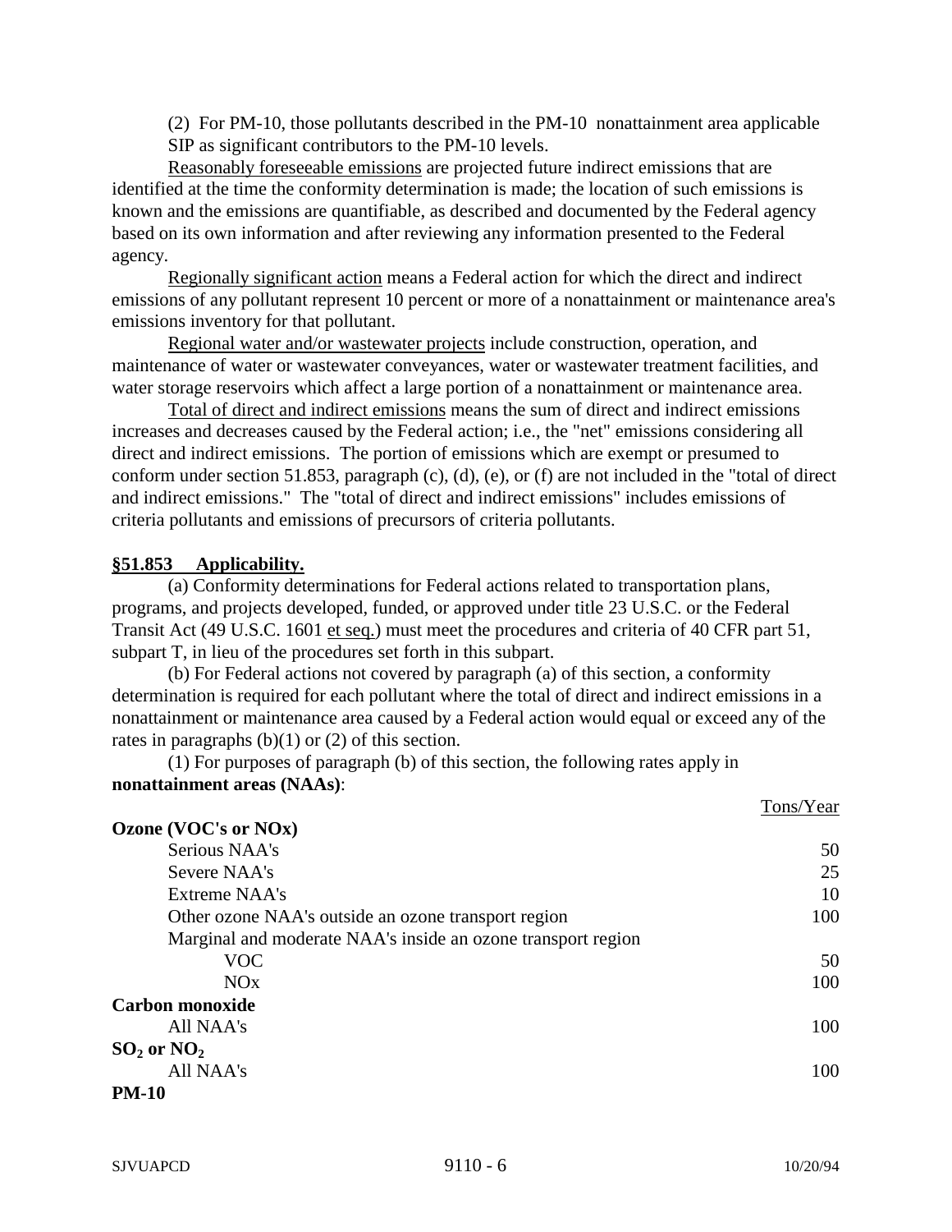(2) For PM-10, those pollutants described in the PM-10 nonattainment area applicable SIP as significant contributors to the PM-10 levels.

Reasonably foreseeable emissions are projected future indirect emissions that are identified at the time the conformity determination is made; the location of such emissions is known and the emissions are quantifiable, as described and documented by the Federal agency based on its own information and after reviewing any information presented to the Federal agency.

Regionally significant action means a Federal action for which the direct and indirect emissions of any pollutant represent 10 percent or more of a nonattainment or maintenance area's emissions inventory for that pollutant.

Regional water and/or wastewater projects include construction, operation, and maintenance of water or wastewater conveyances, water or wastewater treatment facilities, and water storage reservoirs which affect a large portion of a nonattainment or maintenance area.

Total of direct and indirect emissions means the sum of direct and indirect emissions increases and decreases caused by the Federal action; i.e., the "net" emissions considering all direct and indirect emissions. The portion of emissions which are exempt or presumed to conform under section 51.853, paragraph (c), (d), (e), or (f) are not included in the "total of direct and indirect emissions." The "total of direct and indirect emissions" includes emissions of criteria pollutants and emissions of precursors of criteria pollutants.

## §51.853 Applicability.

(a) Conformity determinations for Federal actions related to transportation plans, programs, and projects developed, funded, or approved under title 23 U.S.C. or the Federal Transit Act (49 U.S.C. 1601 et seq.) must meet the procedures and criteria of 40 CFR part 51, subpart T, in lieu of the procedures set forth in this subpart.

(b) For Federal actions not covered by paragraph (a) of this section, a conformity determination is required for each pollutant where the total of direct and indirect emissions in a nonattainment or maintenance area caused by a Federal action would equal or exceed any of the rates in paragraphs (b)(1) or (2) of this section.

(1) For purposes of paragraph (b) of this section, the following rates apply in **nonattainment areas (NAAs)**:

| | Tons/Year |
|---|---|
| **Ozone (VOC's or NOx)** | |
| Serious NAA's | 50 |
| Severe NAA's | 25 |
| Extreme NAA's | 10 |
| Other ozone NAA's outside an ozone transport region | 100 |
| Marginal and moderate NAA's inside an ozone transport region | |
| VOC | 50 |
| NOx | 100 |
| **Carbon monoxide** | |
| All NAA's | 100 |
| **$SO_2$ or $NO_2$** | |
| All NAA's | 100 |
| **PM-10** | |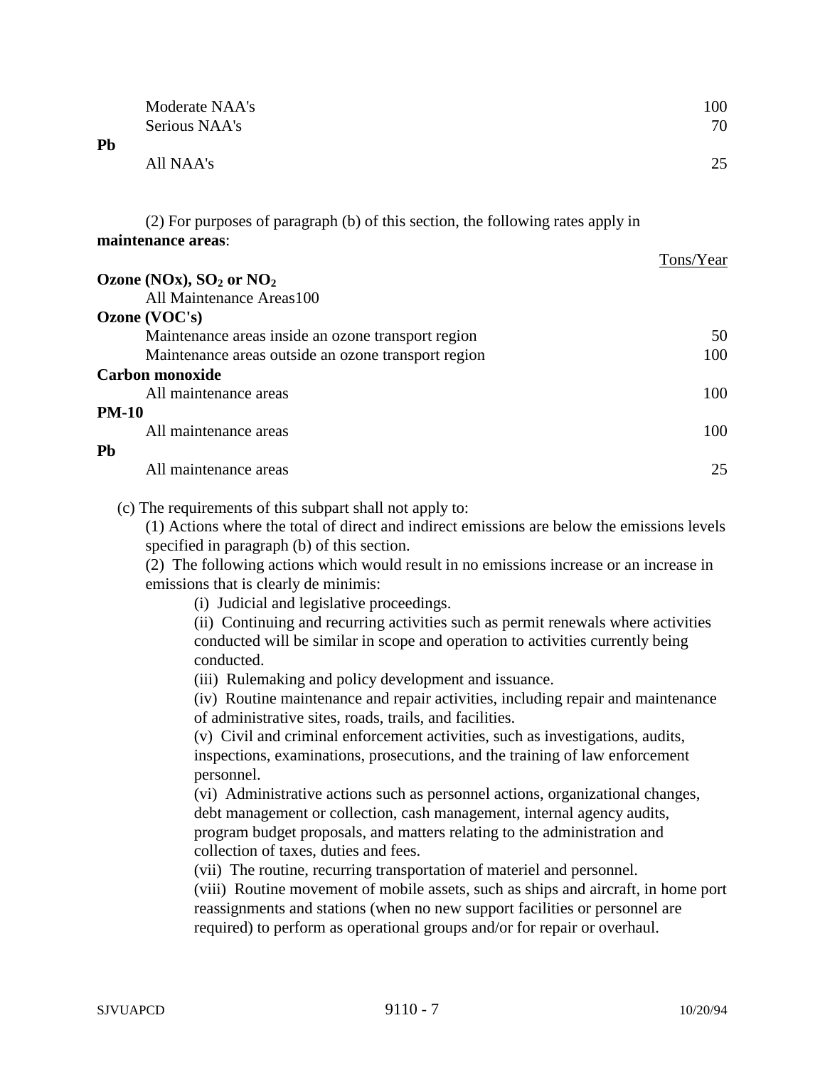| | Tons/Year |
|---|---|
| Moderate NAA's | 100 |
| Serious NAA's | 70 |
| **Pb** | |
| All NAA's | 25 |

(2) For purposes of paragraph (b) of this section, the following rates apply in **maintenance areas**:

| | Tons/Year |
|---|---|
| **Ozone (NOx), $SO_2$ or $NO_2$** | |
| All Maintenance Areas100 | |
| **Ozone (VOC's)** | |
| Maintenance areas inside an ozone transport region | 50 |
| Maintenance areas outside an ozone transport region | 100 |
| **Carbon monoxide** | |
| All maintenance areas | 100 |
| **PM-10** | |
| All maintenance areas | 100 |
| **Pb** | |
| All maintenance areas | 25 |

(c) The requirements of this subpart shall not apply to:

(1) Actions where the total of direct and indirect emissions are below the emissions levels specified in paragraph (b) of this section.

(2) The following actions which would result in no emissions increase or an increase in emissions that is clearly de minimis:

(i) Judicial and legislative proceedings.

(ii) Continuing and recurring activities such as permit renewals where activities conducted will be similar in scope and operation to activities currently being conducted.

(iii) Rulemaking and policy development and issuance.

(iv) Routine maintenance and repair activities, including repair and maintenance of administrative sites, roads, trails, and facilities.

(v) Civil and criminal enforcement activities, such as investigations, audits, inspections, examinations, prosecutions, and the training of law enforcement personnel.

(vi) Administrative actions such as personnel actions, organizational changes, debt management or collection, cash management, internal agency audits, program budget proposals, and matters relating to the administration and collection of taxes, duties and fees.

(vii) The routine, recurring transportation of materiel and personnel.

(viii) Routine movement of mobile assets, such as ships and aircraft, in home port reassignments and stations (when no new support facilities or personnel are required) to perform as operational groups and/or for repair or overhaul.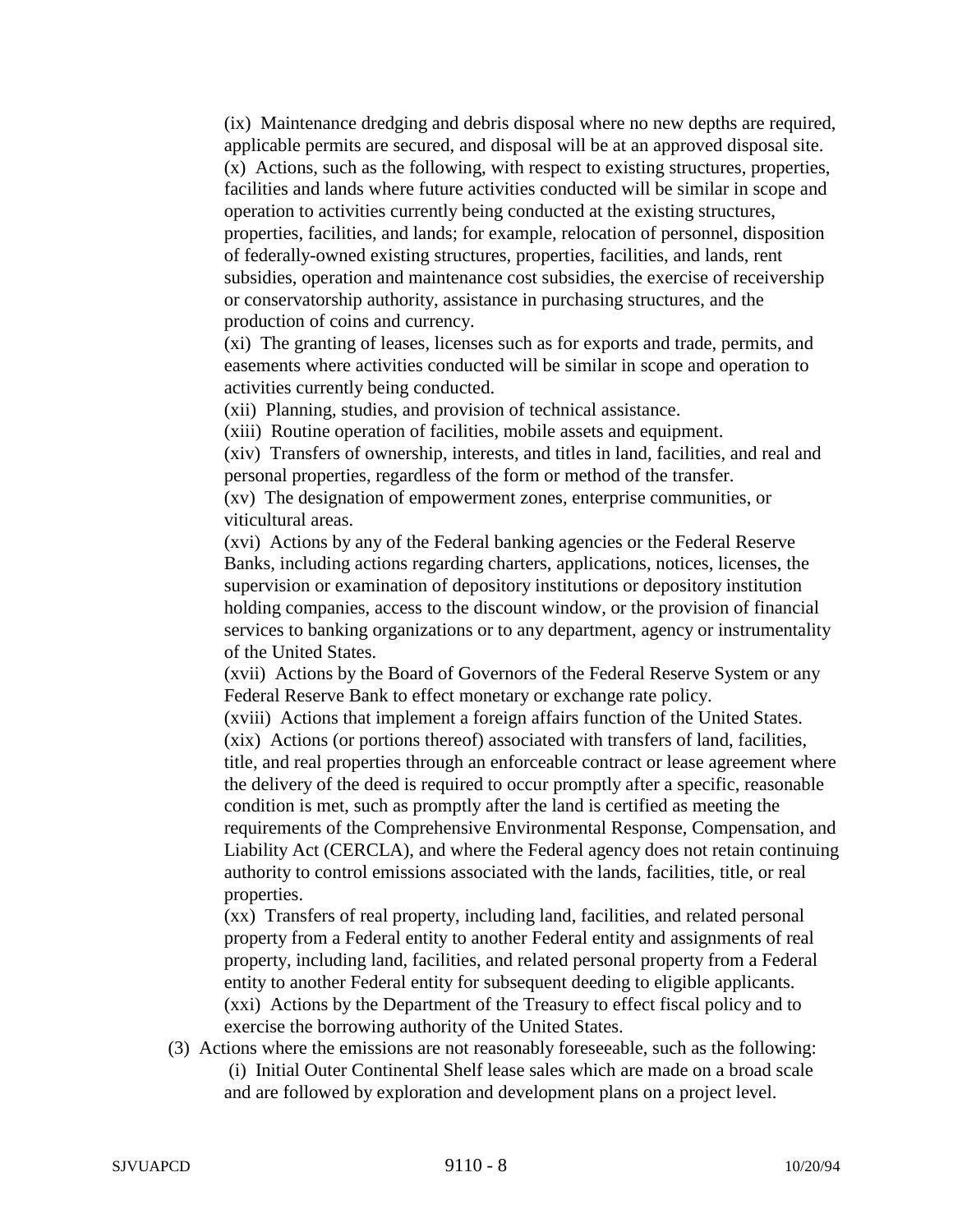(ix) Maintenance dredging and debris disposal where no new depths are required, applicable permits are secured, and disposal will be at an approved disposal site.

(x) Actions, such as the following, with respect to existing structures, properties, facilities and lands where future activities conducted will be similar in scope and operation to activities currently being conducted at the existing structures, properties, facilities, and lands; for example, relocation of personnel, disposition of federally-owned existing structures, properties, facilities, and lands, rent subsidies, operation and maintenance cost subsidies, the exercise of receivership or conservatorship authority, assistance in purchasing structures, and the production of coins and currency.

(xi) The granting of leases, licenses such as for exports and trade, permits, and easements where activities conducted will be similar in scope and operation to activities currently being conducted.

(xii) Planning, studies, and provision of technical assistance.

(xiii) Routine operation of facilities, mobile assets and equipment.

(xiv) Transfers of ownership, interests, and titles in land, facilities, and real and personal properties, regardless of the form or method of the transfer.

(xv) The designation of empowerment zones, enterprise communities, or viticultural areas.

(xvi) Actions by any of the Federal banking agencies or the Federal Reserve Banks, including actions regarding charters, applications, notices, licenses, the supervision or examination of depository institutions or depository institution holding companies, access to the discount window, or the provision of financial services to banking organizations or to any department, agency or instrumentality of the United States.

(xvii) Actions by the Board of Governors of the Federal Reserve System or any Federal Reserve Bank to effect monetary or exchange rate policy.

(xviii) Actions that implement a foreign affairs function of the United States.

(xix) Actions (or portions thereof) associated with transfers of land, facilities, title, and real properties through an enforceable contract or lease agreement where the delivery of the deed is required to occur promptly after a specific, reasonable condition is met, such as promptly after the land is certified as meeting the requirements of the Comprehensive Environmental Response, Compensation, and Liability Act (CERCLA), and where the Federal agency does not retain continuing authority to control emissions associated with the lands, facilities, title, or real properties.

(xx) Transfers of real property, including land, facilities, and related personal property from a Federal entity to another Federal entity and assignments of real property, including land, facilities, and related personal property from a Federal entity to another Federal entity for subsequent deeding to eligible applicants.

(xxi) Actions by the Department of the Treasury to effect fiscal policy and to exercise the borrowing authority of the United States.

(3) Actions where the emissions are not reasonably foreseeable, such as the following:

(i) Initial Outer Continental Shelf lease sales which are made on a broad scale and are followed by exploration and development plans on a project level.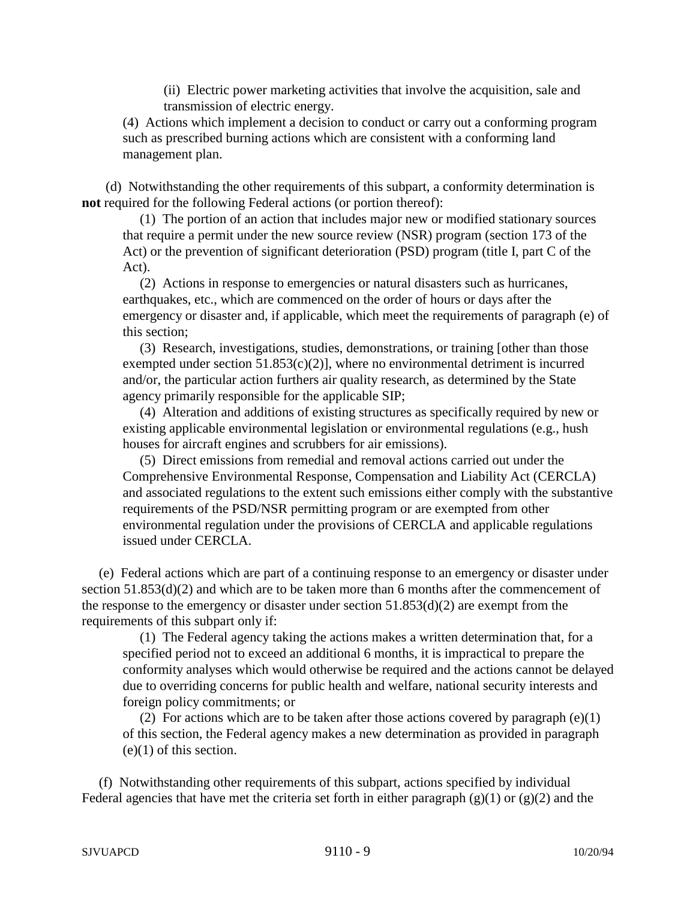(ii) Electric power marketing activities that involve the acquisition, sale and transmission of electric energy.

(4) Actions which implement a decision to conduct or carry out a conforming program such as prescribed burning actions which are consistent with a conforming land management plan.

(d) Notwithstanding the other requirements of this subpart, a conformity determination is **not** required for the following Federal actions (or portion thereof):

(1) The portion of an action that includes major new or modified stationary sources that require a permit under the new source review (NSR) program (section 173 of the Act) or the prevention of significant deterioration (PSD) program (title I, part C of the Act).

(2) Actions in response to emergencies or natural disasters such as hurricanes, earthquakes, etc., which are commenced on the order of hours or days after the emergency or disaster and, if applicable, which meet the requirements of paragraph (e) of this section;

(3) Research, investigations, studies, demonstrations, or training [other than those exempted under section 51.853(c)(2)], where no environmental detriment is incurred and/or, the particular action furthers air quality research, as determined by the State agency primarily responsible for the applicable SIP;

(4) Alteration and additions of existing structures as specifically required by new or existing applicable environmental legislation or environmental regulations (e.g., hush houses for aircraft engines and scrubbers for air emissions).

(5) Direct emissions from remedial and removal actions carried out under the Comprehensive Environmental Response, Compensation and Liability Act (CERCLA) and associated regulations to the extent such emissions either comply with the substantive requirements of the PSD/NSR permitting program or are exempted from other environmental regulation under the provisions of CERCLA and applicable regulations issued under CERCLA.

(e) Federal actions which are part of a continuing response to an emergency or disaster under section 51.853(d)(2) and which are to be taken more than 6 months after the commencement of the response to the emergency or disaster under section 51.853(d)(2) are exempt from the requirements of this subpart only if:

(1) The Federal agency taking the actions makes a written determination that, for a specified period not to exceed an additional 6 months, it is impractical to prepare the conformity analyses which would otherwise be required and the actions cannot be delayed due to overriding concerns for public health and welfare, national security interests and foreign policy commitments; or

(2) For actions which are to be taken after those actions covered by paragraph (e)(1) of this section, the Federal agency makes a new determination as provided in paragraph (e)(1) of this section.

(f) Notwithstanding other requirements of this subpart, actions specified by individual Federal agencies that have met the criteria set forth in either paragraph (g)(1) or (g)(2) and the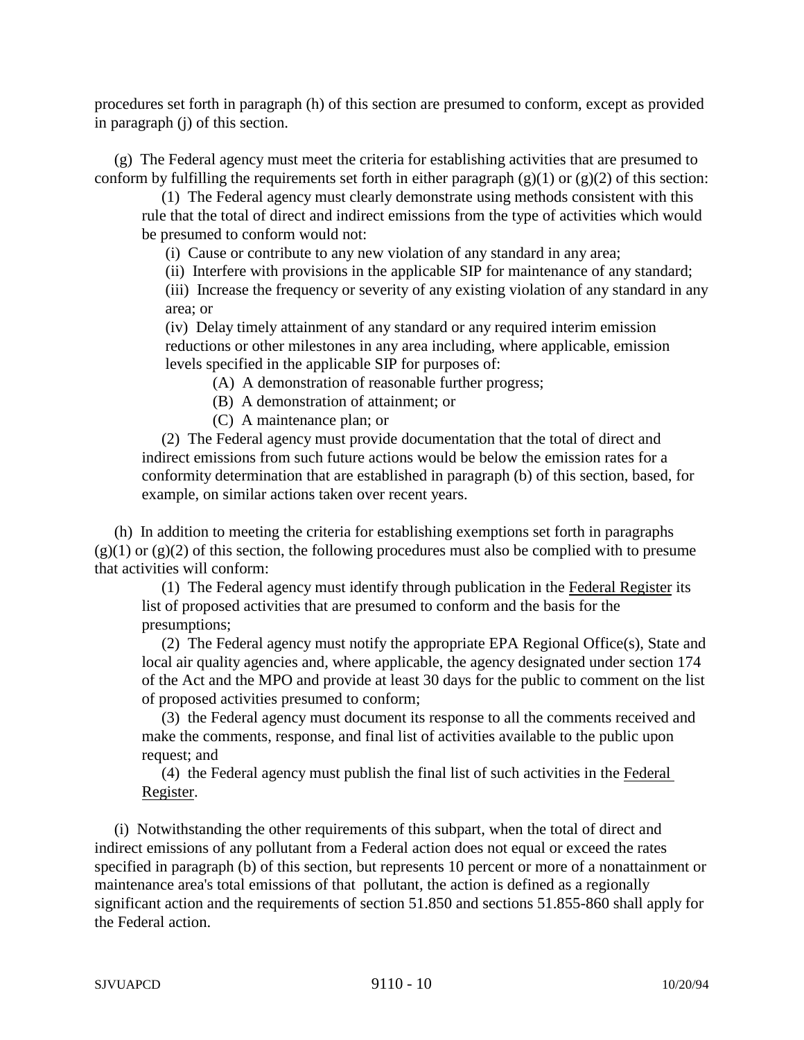procedures set forth in paragraph (h) of this section are presumed to conform, except as provided in paragraph (j) of this section.

(g) The Federal agency must meet the criteria for establishing activities that are presumed to conform by fulfilling the requirements set forth in either paragraph (g)(1) or (g)(2) of this section:

(1) The Federal agency must clearly demonstrate using methods consistent with this rule that the total of direct and indirect emissions from the type of activities which would be presumed to conform would not:

(i) Cause or contribute to any new violation of any standard in any area;

(ii) Interfere with provisions in the applicable SIP for maintenance of any standard;

(iii) Increase the frequency or severity of any existing violation of any standard in any area; or

(iv) Delay timely attainment of any standard or any required interim emission reductions or other milestones in any area including, where applicable, emission levels specified in the applicable SIP for purposes of:

(A) A demonstration of reasonable further progress;

(B) A demonstration of attainment; or

(C) A maintenance plan; or

(2) The Federal agency must provide documentation that the total of direct and indirect emissions from such future actions would be below the emission rates for a conformity determination that are established in paragraph (b) of this section, based, for example, on similar actions taken over recent years.

(h) In addition to meeting the criteria for establishing exemptions set forth in paragraphs (g)(1) or (g)(2) of this section, the following procedures must also be complied with to presume that activities will conform:

(1) The Federal agency must identify through publication in the Federal Register its list of proposed activities that are presumed to conform and the basis for the presumptions;

(2) The Federal agency must notify the appropriate EPA Regional Office(s), State and local air quality agencies and, where applicable, the agency designated under section 174 of the Act and the MPO and provide at least 30 days for the public to comment on the list of proposed activities presumed to conform;

(3) the Federal agency must document its response to all the comments received and make the comments, response, and final list of activities available to the public upon request; and

(4) the Federal agency must publish the final list of such activities in the Federal Register.

(i) Notwithstanding the other requirements of this subpart, when the total of direct and indirect emissions of any pollutant from a Federal action does not equal or exceed the rates specified in paragraph (b) of this section, but represents 10 percent or more of a nonattainment or maintenance area's total emissions of that pollutant, the action is defined as a regionally significant action and the requirements of section 51.850 and sections 51.855-860 shall apply for the Federal action.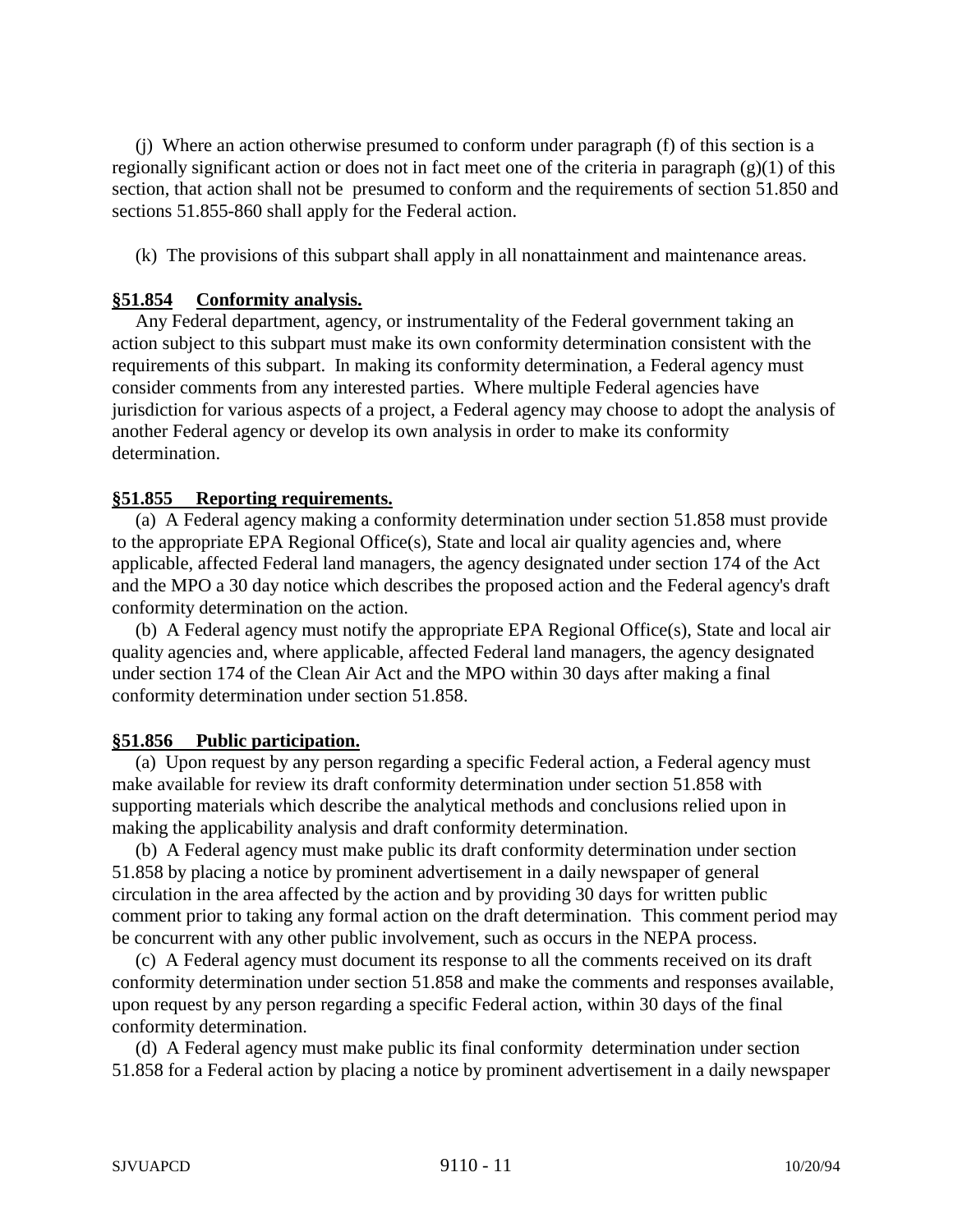(j) Where an action otherwise presumed to conform under paragraph (f) of this section is a regionally significant action or does not in fact meet one of the criteria in paragraph (g)(1) of this section, that action shall not be presumed to conform and the requirements of section 51.850 and sections 51.855-860 shall apply for the Federal action.

(k) The provisions of this subpart shall apply in all nonattainment and maintenance areas.

### §51.854 Conformity analysis.

Any Federal department, agency, or instrumentality of the Federal government taking an action subject to this subpart must make its own conformity determination consistent with the requirements of this subpart. In making its conformity determination, a Federal agency must consider comments from any interested parties. Where multiple Federal agencies have jurisdiction for various aspects of a project, a Federal agency may choose to adopt the analysis of another Federal agency or develop its own analysis in order to make its conformity determination.

### §51.855 Reporting requirements.

(a) A Federal agency making a conformity determination under section 51.858 must provide to the appropriate EPA Regional Office(s), State and local air quality agencies and, where applicable, affected Federal land managers, the agency designated under section 174 of the Act and the MPO a 30 day notice which describes the proposed action and the Federal agency's draft conformity determination on the action.

(b) A Federal agency must notify the appropriate EPA Regional Office(s), State and local air quality agencies and, where applicable, affected Federal land managers, the agency designated under section 174 of the Clean Air Act and the MPO within 30 days after making a final conformity determination under section 51.858.

### §51.856 Public participation.

(a) Upon request by any person regarding a specific Federal action, a Federal agency must make available for review its draft conformity determination under section 51.858 with supporting materials which describe the analytical methods and conclusions relied upon in making the applicability analysis and draft conformity determination.

(b) A Federal agency must make public its draft conformity determination under section 51.858 by placing a notice by prominent advertisement in a daily newspaper of general circulation in the area affected by the action and by providing 30 days for written public comment prior to taking any formal action on the draft determination. This comment period may be concurrent with any other public involvement, such as occurs in the NEPA process.

(c) A Federal agency must document its response to all the comments received on its draft conformity determination under section 51.858 and make the comments and responses available, upon request by any person regarding a specific Federal action, within 30 days of the final conformity determination.

(d) A Federal agency must make public its final conformity determination under section 51.858 for a Federal action by placing a notice by prominent advertisement in a daily newspaper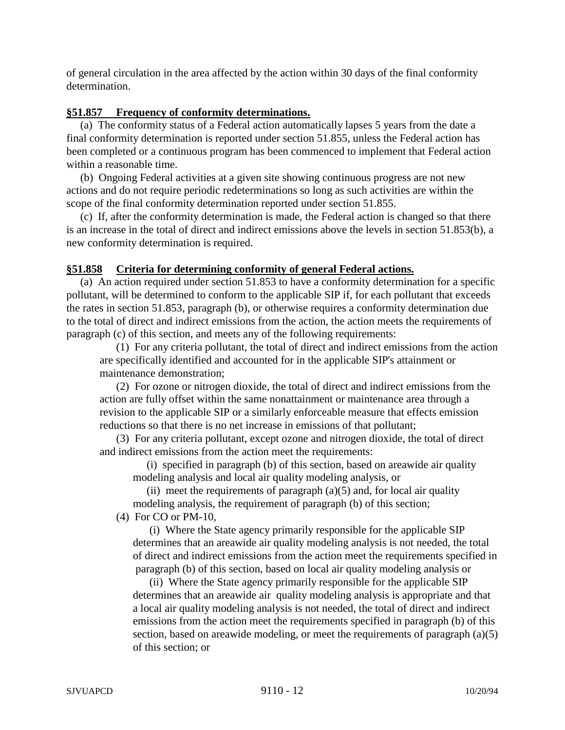of general circulation in the area affected by the action within 30 days of the final conformity determination.

**§51.857 Frequency of conformity determinations.**

(a) The conformity status of a Federal action automatically lapses 5 years from the date a final conformity determination is reported under section 51.855, unless the Federal action has been completed or a continuous program has been commenced to implement that Federal action within a reasonable time.

(b) Ongoing Federal activities at a given site showing continuous progress are not new actions and do not require periodic redeterminations so long as such activities are within the scope of the final conformity determination reported under section 51.855.

(c) If, after the conformity determination is made, the Federal action is changed so that there is an increase in the total of direct and indirect emissions above the levels in section 51.853(b), a new conformity determination is required.

**§51.858 Criteria for determining conformity of general Federal actions.**

(a) An action required under section 51.853 to have a conformity determination for a specific pollutant, will be determined to conform to the applicable SIP if, for each pollutant that exceeds the rates in section 51.853, paragraph (b), or otherwise requires a conformity determination due to the total of direct and indirect emissions from the action, the action meets the requirements of paragraph (c) of this section, and meets any of the following requirements:

(1) For any criteria pollutant, the total of direct and indirect emissions from the action are specifically identified and accounted for in the applicable SIP's attainment or maintenance demonstration;

(2) For ozone or nitrogen dioxide, the total of direct and indirect emissions from the action are fully offset within the same nonattainment or maintenance area through a revision to the applicable SIP or a similarly enforceable measure that effects emission reductions so that there is no net increase in emissions of that pollutant;

(3) For any criteria pollutant, except ozone and nitrogen dioxide, the total of direct and indirect emissions from the action meet the requirements:

(i) specified in paragraph (b) of this section, based on areawide air quality modeling analysis and local air quality modeling analysis, or

(ii) meet the requirements of paragraph (a)(5) and, for local air quality modeling analysis, the requirement of paragraph (b) of this section;

(4) For CO or PM-10,

(i) Where the State agency primarily responsible for the applicable SIP determines that an areawide air quality modeling analysis is not needed, the total of direct and indirect emissions from the action meet the requirements specified in paragraph (b) of this section, based on local air quality modeling analysis or

(ii) Where the State agency primarily responsible for the applicable SIP determines that an areawide air quality modeling analysis is appropriate and that a local air quality modeling analysis is not needed, the total of direct and indirect emissions from the action meet the requirements specified in paragraph (b) of this section, based on areawide modeling, or meet the requirements of paragraph (a)(5) of this section; or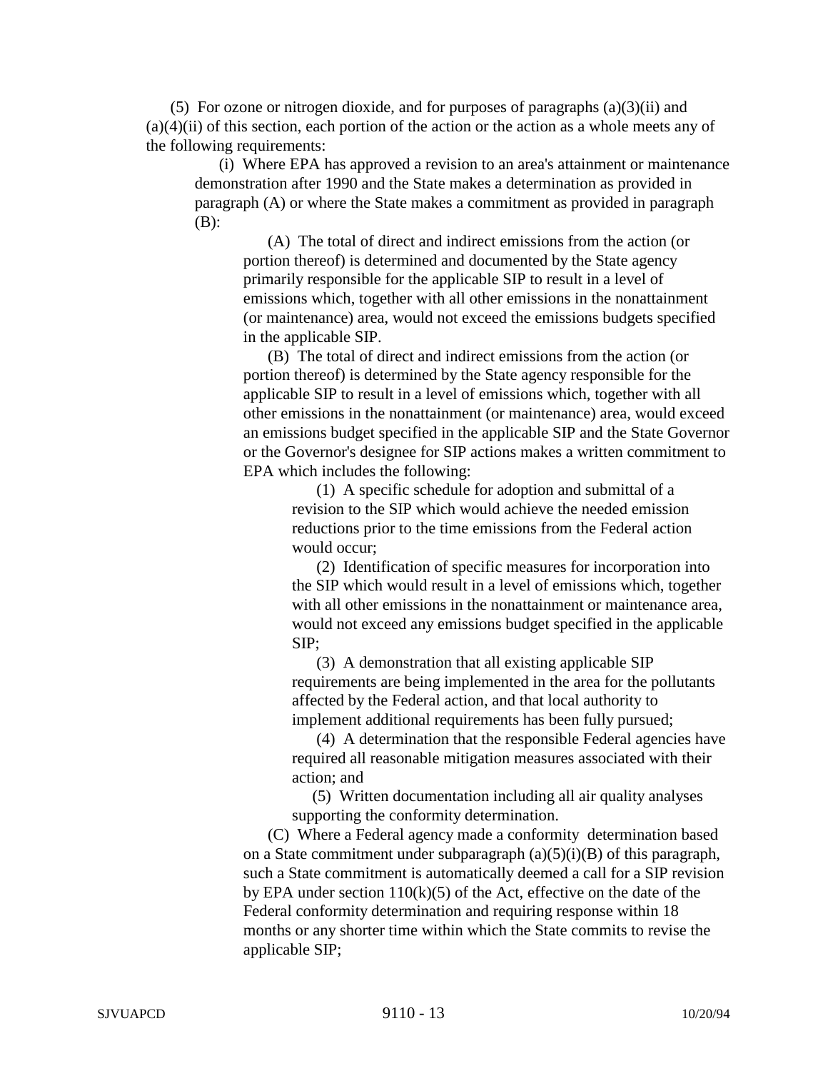(5) For ozone or nitrogen dioxide, and for purposes of paragraphs (a)(3)(ii) and (a)(4)(ii) of this section, each portion of the action or the action as a whole meets any of the following requirements:

(i) Where EPA has approved a revision to an area's attainment or maintenance demonstration after 1990 and the State makes a determination as provided in paragraph (A) or where the State makes a commitment as provided in paragraph (B):

(A) The total of direct and indirect emissions from the action (or portion thereof) is determined and documented by the State agency primarily responsible for the applicable SIP to result in a level of emissions which, together with all other emissions in the nonattainment (or maintenance) area, would not exceed the emissions budgets specified in the applicable SIP.

(B) The total of direct and indirect emissions from the action (or portion thereof) is determined by the State agency responsible for the applicable SIP to result in a level of emissions which, together with all other emissions in the nonattainment (or maintenance) area, would exceed an emissions budget specified in the applicable SIP and the State Governor or the Governor's designee for SIP actions makes a written commitment to EPA which includes the following:

(1) A specific schedule for adoption and submittal of a revision to the SIP which would achieve the needed emission reductions prior to the time emissions from the Federal action would occur;

(2) Identification of specific measures for incorporation into the SIP which would result in a level of emissions which, together with all other emissions in the nonattainment or maintenance area, would not exceed any emissions budget specified in the applicable SIP;

(3) A demonstration that all existing applicable SIP requirements are being implemented in the area for the pollutants affected by the Federal action, and that local authority to implement additional requirements has been fully pursued;

(4) A determination that the responsible Federal agencies have required all reasonable mitigation measures associated with their action; and

(5) Written documentation including all air quality analyses supporting the conformity determination.

(C) Where a Federal agency made a conformity determination based on a State commitment under subparagraph (a)(5)(i)(B) of this paragraph, such a State commitment is automatically deemed a call for a SIP revision by EPA under section 110(k)(5) of the Act, effective on the date of the Federal conformity determination and requiring response within 18 months or any shorter time within which the State commits to revise the applicable SIP;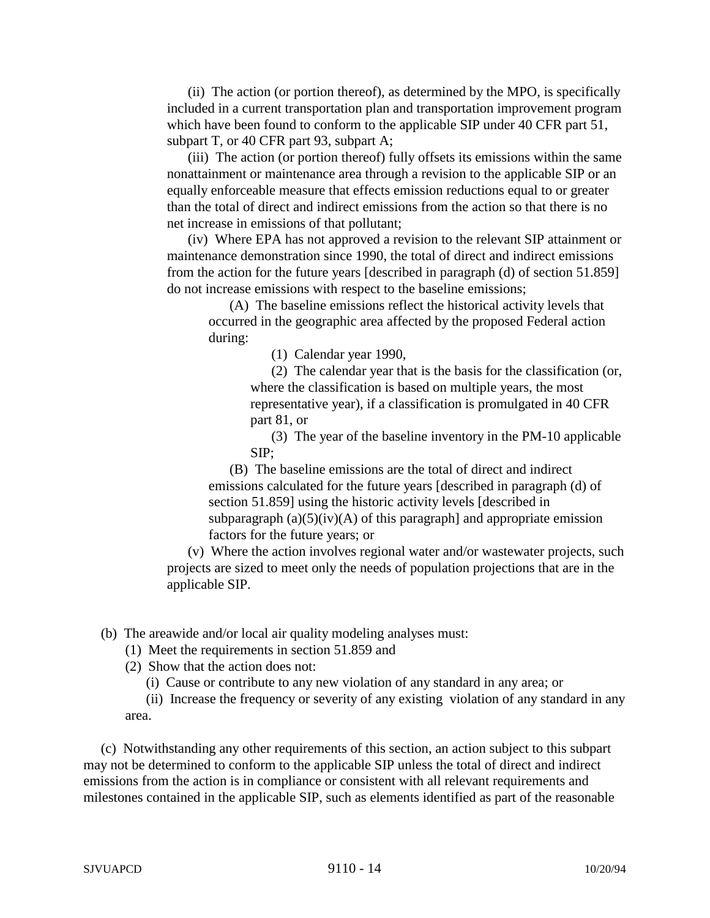(ii) The action (or portion thereof), as determined by the MPO, is specifically included in a current transportation plan and transportation improvement program which have been found to conform to the applicable SIP under 40 CFR part 51, subpart T, or 40 CFR part 93, subpart A;

(iii) The action (or portion thereof) fully offsets its emissions within the same nonattainment or maintenance area through a revision to the applicable SIP or an equally enforceable measure that effects emission reductions equal to or greater than the total of direct and indirect emissions from the action so that there is no net increase in emissions of that pollutant;

(iv) Where EPA has not approved a revision to the relevant SIP attainment or maintenance demonstration since 1990, the total of direct and indirect emissions from the action for the future years [described in paragraph (d) of section 51.859] do not increase emissions with respect to the baseline emissions;

(A) The baseline emissions reflect the historical activity levels that occurred in the geographic area affected by the proposed Federal action during:

(1) Calendar year 1990,

(2) The calendar year that is the basis for the classification (or, where the classification is based on multiple years, the most representative year), if a classification is promulgated in 40 CFR part 81, or

(3) The year of the baseline inventory in the PM-10 applicable SIP;

(B) The baseline emissions are the total of direct and indirect emissions calculated for the future years [described in paragraph (d) of section 51.859] using the historic activity levels [described in subparagraph (a)(5)(iv)(A) of this paragraph] and appropriate emission factors for the future years; or

(v) Where the action involves regional water and/or wastewater projects, such projects are sized to meet only the needs of population projections that are in the applicable SIP.

(b) The areawide and/or local air quality modeling analyses must:

(1) Meet the requirements in section 51.859 and

(2) Show that the action does not:

(i) Cause or contribute to any new violation of any standard in any area; or

(ii) Increase the frequency or severity of any existing violation of any standard in any area.

(c) Notwithstanding any other requirements of this section, an action subject to this subpart may not be determined to conform to the applicable SIP unless the total of direct and indirect emissions from the action is in compliance or consistent with all relevant requirements and milestones contained in the applicable SIP, such as elements identified as part of the reasonable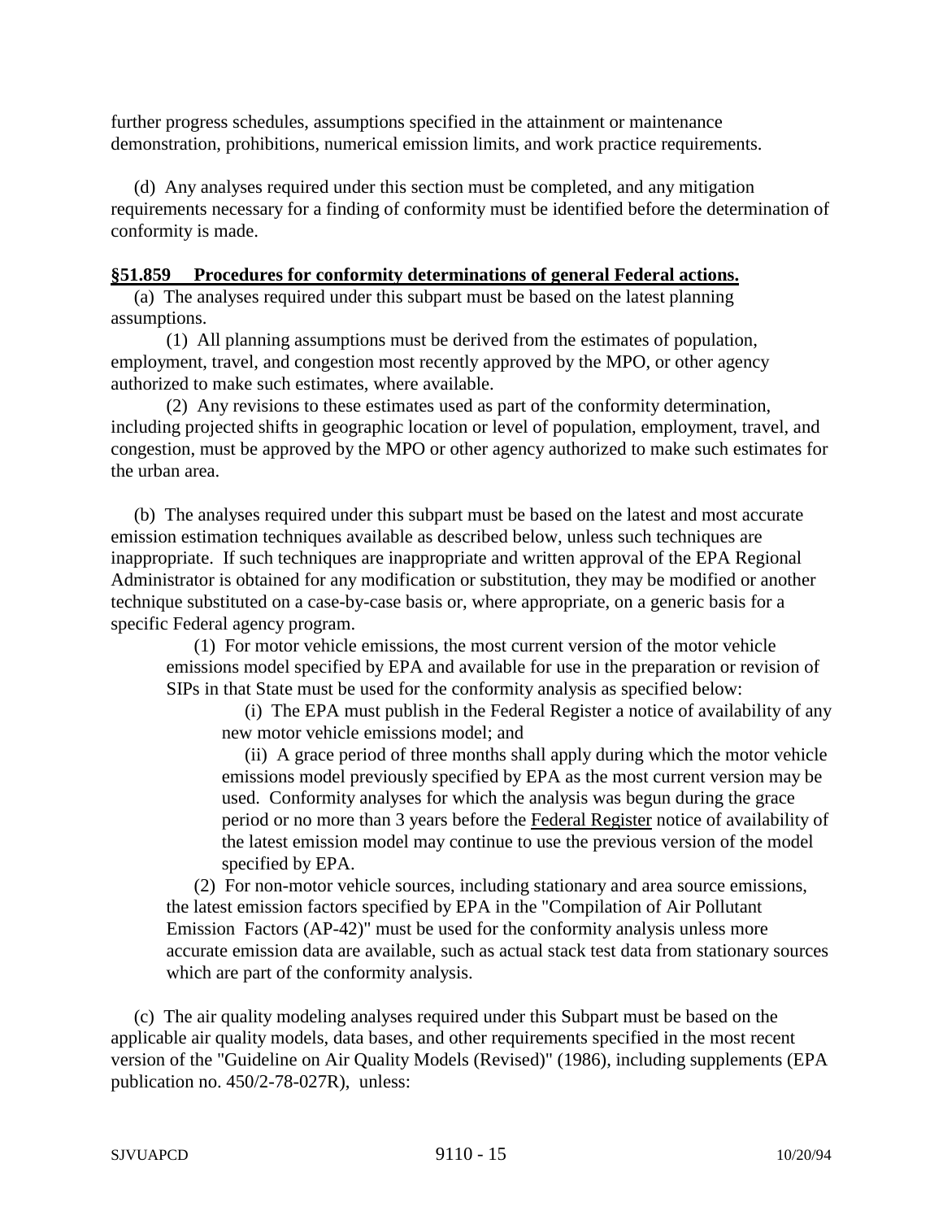further progress schedules, assumptions specified in the attainment or maintenance demonstration, prohibitions, numerical emission limits, and work practice requirements.

(d) Any analyses required under this section must be completed, and any mitigation requirements necessary for a finding of conformity must be identified before the determination of conformity is made.

## §51.859 Procedures for conformity determinations of general Federal actions.

(a) The analyses required under this subpart must be based on the latest planning assumptions.

(1) All planning assumptions must be derived from the estimates of population, employment, travel, and congestion most recently approved by the MPO, or other agency authorized to make such estimates, where available.

(2) Any revisions to these estimates used as part of the conformity determination, including projected shifts in geographic location or level of population, employment, travel, and congestion, must be approved by the MPO or other agency authorized to make such estimates for the urban area.

(b) The analyses required under this subpart must be based on the latest and most accurate emission estimation techniques available as described below, unless such techniques are inappropriate. If such techniques are inappropriate and written approval of the EPA Regional Administrator is obtained for any modification or substitution, they may be modified or another technique substituted on a case-by-case basis or, where appropriate, on a generic basis for a specific Federal agency program.

(1) For motor vehicle emissions, the most current version of the motor vehicle emissions model specified by EPA and available for use in the preparation or revision of SIPs in that State must be used for the conformity analysis as specified below:

(i) The EPA must publish in the Federal Register a notice of availability of any new motor vehicle emissions model; and

(ii) A grace period of three months shall apply during which the motor vehicle emissions model previously specified by EPA as the most current version may be used. Conformity analyses for which the analysis was begun during the grace period or no more than 3 years before the Federal Register notice of availability of the latest emission model may continue to use the previous version of the model specified by EPA.

(2) For non-motor vehicle sources, including stationary and area source emissions, the latest emission factors specified by EPA in the "Compilation of Air Pollutant Emission Factors (AP-42)" must be used for the conformity analysis unless more accurate emission data are available, such as actual stack test data from stationary sources which are part of the conformity analysis.

(c) The air quality modeling analyses required under this Subpart must be based on the applicable air quality models, data bases, and other requirements specified in the most recent version of the "Guideline on Air Quality Models (Revised)" (1986), including supplements (EPA publication no. 450/2-78-027R), unless: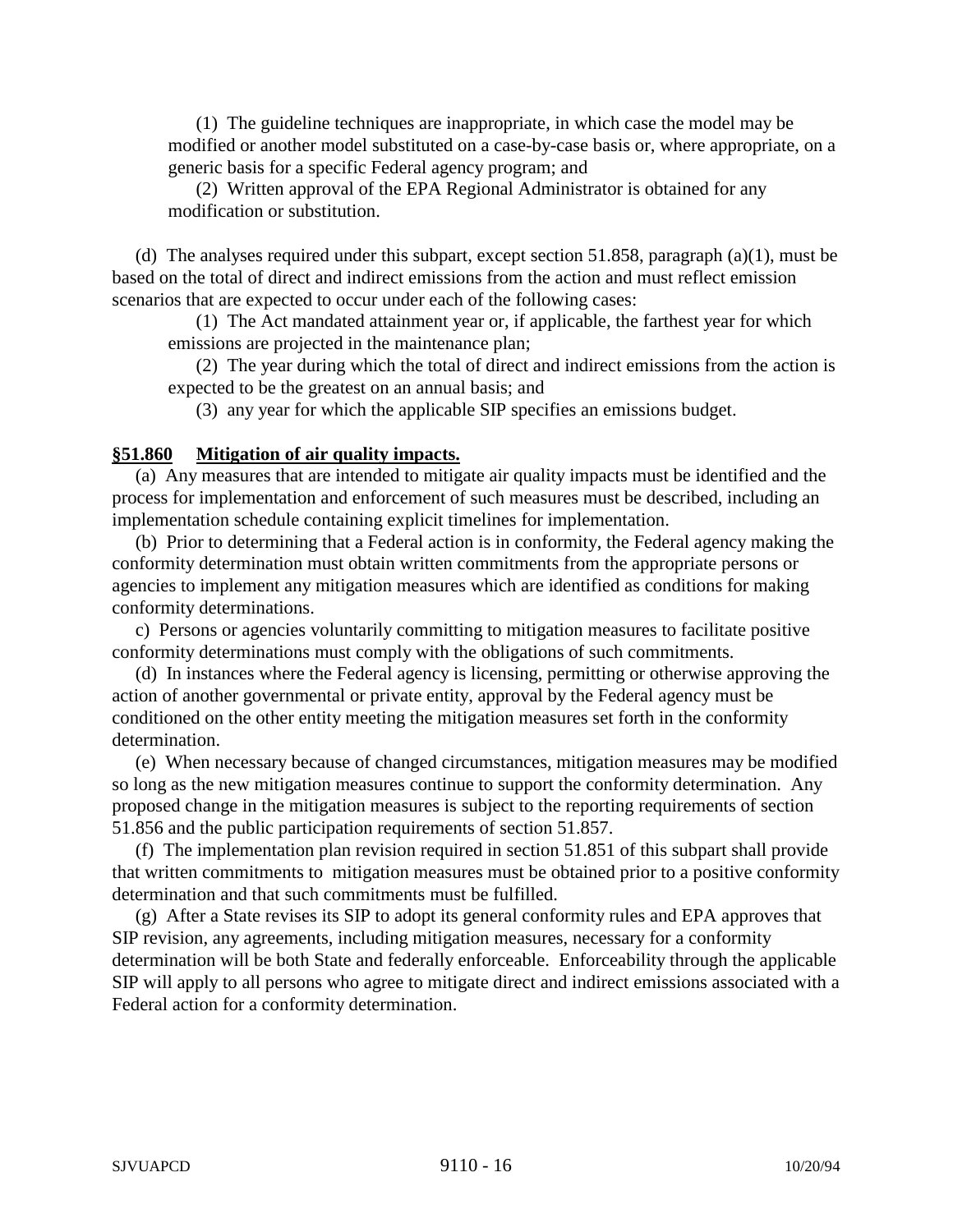(1) The guideline techniques are inappropriate, in which case the model may be modified or another model substituted on a case-by-case basis or, where appropriate, on a generic basis for a specific Federal agency program; and

(2) Written approval of the EPA Regional Administrator is obtained for any modification or substitution.

(d) The analyses required under this subpart, except section 51.858, paragraph (a)(1), must be based on the total of direct and indirect emissions from the action and must reflect emission scenarios that are expected to occur under each of the following cases:

(1) The Act mandated attainment year or, if applicable, the farthest year for which emissions are projected in the maintenance plan;

(2) The year during which the total of direct and indirect emissions from the action is expected to be the greatest on an annual basis; and

(3) any year for which the applicable SIP specifies an emissions budget.

**§51.860 Mitigation of air quality impacts.**

(a) Any measures that are intended to mitigate air quality impacts must be identified and the process for implementation and enforcement of such measures must be described, including an implementation schedule containing explicit timelines for implementation.

(b) Prior to determining that a Federal action is in conformity, the Federal agency making the conformity determination must obtain written commitments from the appropriate persons or agencies to implement any mitigation measures which are identified as conditions for making conformity determinations.

c) Persons or agencies voluntarily committing to mitigation measures to facilitate positive conformity determinations must comply with the obligations of such commitments.

(d) In instances where the Federal agency is licensing, permitting or otherwise approving the action of another governmental or private entity, approval by the Federal agency must be conditioned on the other entity meeting the mitigation measures set forth in the conformity determination.

(e) When necessary because of changed circumstances, mitigation measures may be modified so long as the new mitigation measures continue to support the conformity determination. Any proposed change in the mitigation measures is subject to the reporting requirements of section 51.856 and the public participation requirements of section 51.857.

(f) The implementation plan revision required in section 51.851 of this subpart shall provide that written commitments to mitigation measures must be obtained prior to a positive conformity determination and that such commitments must be fulfilled.

(g) After a State revises its SIP to adopt its general conformity rules and EPA approves that SIP revision, any agreements, including mitigation measures, necessary for a conformity determination will be both State and federally enforceable. Enforceability through the applicable SIP will apply to all persons who agree to mitigate direct and indirect emissions associated with a Federal action for a conformity determination.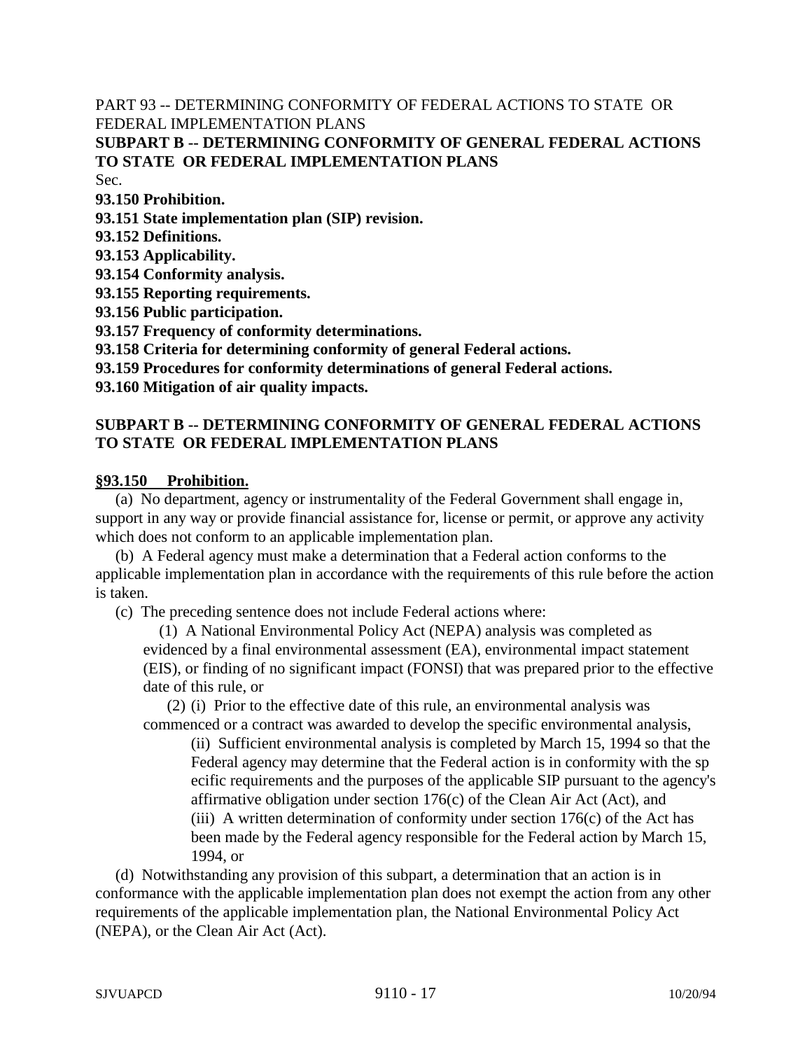PART 93 -- DETERMINING CONFORMITY OF FEDERAL ACTIONS TO STATE OR FEDERAL IMPLEMENTATION PLANS

**SUBPART B -- DETERMINING CONFORMITY OF GENERAL FEDERAL ACTIONS TO STATE OR FEDERAL IMPLEMENTATION PLANS**

Sec.

**93.150 Prohibition.**
**93.151 State implementation plan (SIP) revision.**
**93.152 Definitions.**
**93.153 Applicability.**
**93.154 Conformity analysis.**
**93.155 Reporting requirements.**
**93.156 Public participation.**
**93.157 Frequency of conformity determinations.**
**93.158 Criteria for determining conformity of general Federal actions.**
**93.159 Procedures for conformity determinations of general Federal actions.**
**93.160 Mitigation of air quality impacts.**

## SUBPART B -- DETERMINING CONFORMITY OF GENERAL FEDERAL ACTIONS TO STATE OR FEDERAL IMPLEMENTATION PLANS

### §93.150 Prohibition.

(a) No department, agency or instrumentality of the Federal Government shall engage in, support in any way or provide financial assistance for, license or permit, or approve any activity which does not conform to an applicable implementation plan.

(b) A Federal agency must make a determination that a Federal action conforms to the applicable implementation plan in accordance with the requirements of this rule before the action is taken.

(c) The preceding sentence does not include Federal actions where:

(1) A National Environmental Policy Act (NEPA) analysis was completed as evidenced by a final environmental assessment (EA), environmental impact statement (EIS), or finding of no significant impact (FONSI) that was prepared prior to the effective date of this rule, or

(2) (i) Prior to the effective date of this rule, an environmental analysis was commenced or a contract was awarded to develop the specific environmental analysis,

(ii) Sufficient environmental analysis is completed by March 15, 1994 so that the Federal agency may determine that the Federal action is in conformity with the sp ecific requirements and the purposes of the applicable SIP pursuant to the agency's affirmative obligation under section 176(c) of the Clean Air Act (Act), and

(iii) A written determination of conformity under section 176(c) of the Act has been made by the Federal agency responsible for the Federal action by March 15, 1994, or

(d) Notwithstanding any provision of this subpart, a determination that an action is in conformance with the applicable implementation plan does not exempt the action from any other requirements of the applicable implementation plan, the National Environmental Policy Act (NEPA), or the Clean Air Act (Act).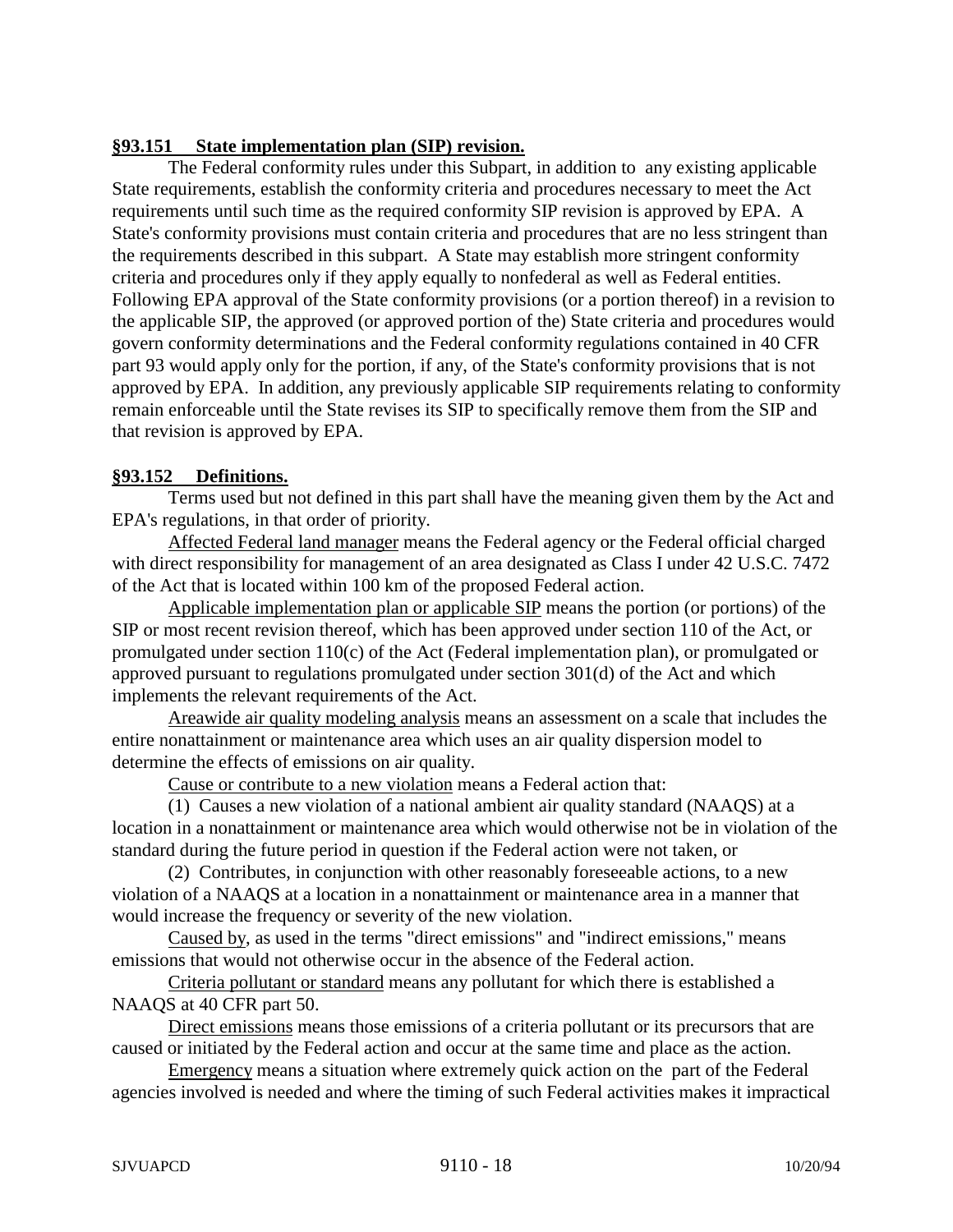**§93.151 State implementation plan (SIP) revision.**

The Federal conformity rules under this Subpart, in addition to any existing applicable State requirements, establish the conformity criteria and procedures necessary to meet the Act requirements until such time as the required conformity SIP revision is approved by EPA. A State's conformity provisions must contain criteria and procedures that are no less stringent than the requirements described in this subpart. A State may establish more stringent conformity criteria and procedures only if they apply equally to nonfederal as well as Federal entities. Following EPA approval of the State conformity provisions (or a portion thereof) in a revision to the applicable SIP, the approved (or approved portion of the) State criteria and procedures would govern conformity determinations and the Federal conformity regulations contained in 40 CFR part 93 would apply only for the portion, if any, of the State's conformity provisions that is not approved by EPA. In addition, any previously applicable SIP requirements relating to conformity remain enforceable until the State revises its SIP to specifically remove them from the SIP and that revision is approved by EPA.

**§93.152 Definitions.**

Terms used but not defined in this part shall have the meaning given them by the Act and EPA's regulations, in that order of priority.

Affected Federal land manager means the Federal agency or the Federal official charged with direct responsibility for management of an area designated as Class I under 42 U.S.C. 7472 of the Act that is located within 100 km of the proposed Federal action.

Applicable implementation plan or applicable SIP means the portion (or portions) of the SIP or most recent revision thereof, which has been approved under section 110 of the Act, or promulgated under section 110(c) of the Act (Federal implementation plan), or promulgated or approved pursuant to regulations promulgated under section 301(d) of the Act and which implements the relevant requirements of the Act.

Areawide air quality modeling analysis means an assessment on a scale that includes the entire nonattainment or maintenance area which uses an air quality dispersion model to determine the effects of emissions on air quality.

Cause or contribute to a new violation means a Federal action that:

(1) Causes a new violation of a national ambient air quality standard (NAAQS) at a location in a nonattainment or maintenance area which would otherwise not be in violation of the standard during the future period in question if the Federal action were not taken, or

(2) Contributes, in conjunction with other reasonably foreseeable actions, to a new violation of a NAAQS at a location in a nonattainment or maintenance area in a manner that would increase the frequency or severity of the new violation.

Caused by, as used in the terms "direct emissions" and "indirect emissions," means emissions that would not otherwise occur in the absence of the Federal action.

Criteria pollutant or standard means any pollutant for which there is established a NAAQS at 40 CFR part 50.

Direct emissions means those emissions of a criteria pollutant or its precursors that are caused or initiated by the Federal action and occur at the same time and place as the action.

Emergency means a situation where extremely quick action on the part of the Federal agencies involved is needed and where the timing of such Federal activities makes it impractical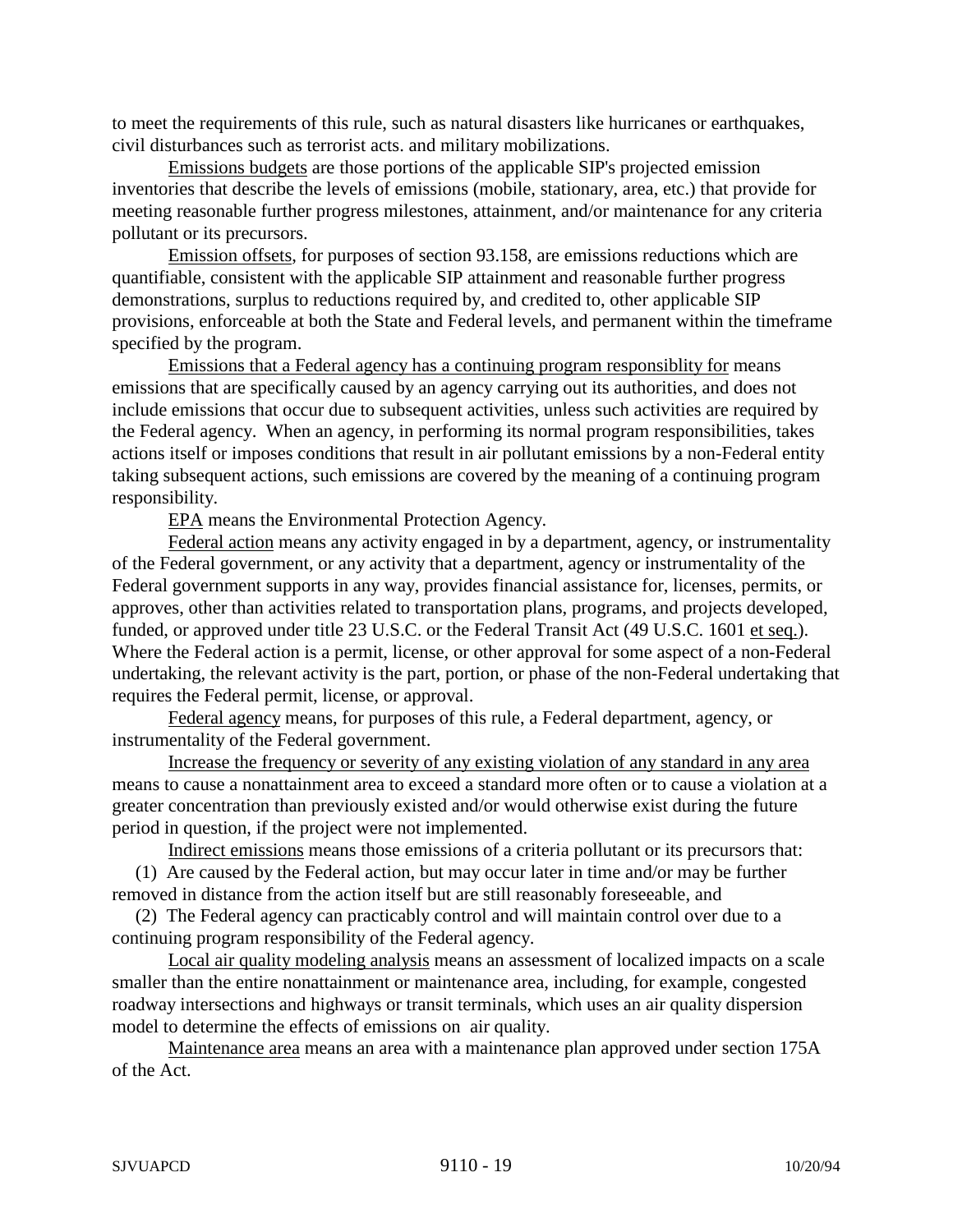to meet the requirements of this rule, such as natural disasters like hurricanes or earthquakes, civil disturbances such as terrorist acts. and military mobilizations.

<u>Emissions budgets</u> are those portions of the applicable SIP's projected emission inventories that describe the levels of emissions (mobile, stationary, area, etc.) that provide for meeting reasonable further progress milestones, attainment, and/or maintenance for any criteria pollutant or its precursors.

<u>Emission offsets</u>, for purposes of section 93.158, are emissions reductions which are quantifiable, consistent with the applicable SIP attainment and reasonable further progress demonstrations, surplus to reductions required by, and credited to, other applicable SIP provisions, enforceable at both the State and Federal levels, and permanent within the timeframe specified by the program.

<u>Emissions that a Federal agency has a continuing program responsiblity for</u> means emissions that are specifically caused by an agency carrying out its authorities, and does not include emissions that occur due to subsequent activities, unless such activities are required by the Federal agency. When an agency, in performing its normal program responsibilities, takes actions itself or imposes conditions that result in air pollutant emissions by a non-Federal entity taking subsequent actions, such emissions are covered by the meaning of a continuing program responsibility.

<u>EPA</u> means the Environmental Protection Agency.

<u>Federal action</u> means any activity engaged in by a department, agency, or instrumentality of the Federal government, or any activity that a department, agency or instrumentality of the Federal government supports in any way, provides financial assistance for, licenses, permits, or approves, other than activities related to transportation plans, programs, and projects developed, funded, or approved under title 23 U.S.C. or the Federal Transit Act (49 U.S.C. 1601 <u>et seq.</u>). Where the Federal action is a permit, license, or other approval for some aspect of a non-Federal undertaking, the relevant activity is the part, portion, or phase of the non-Federal undertaking that requires the Federal permit, license, or approval.

<u>Federal agency</u> means, for purposes of this rule, a Federal department, agency, or instrumentality of the Federal government.

<u>Increase the frequency or severity of any existing violation of any standard in any area</u> means to cause a nonattainment area to exceed a standard more often or to cause a violation at a greater concentration than previously existed and/or would otherwise exist during the future period in question, if the project were not implemented.

<u>Indirect emissions</u> means those emissions of a criteria pollutant or its precursors that:

(1) Are caused by the Federal action, but may occur later in time and/or may be further removed in distance from the action itself but are still reasonably foreseeable, and

(2) The Federal agency can practicably control and will maintain control over due to a continuing program responsibility of the Federal agency.

<u>Local air quality modeling analysis</u> means an assessment of localized impacts on a scale smaller than the entire nonattainment or maintenance area, including, for example, congested roadway intersections and highways or transit terminals, which uses an air quality dispersion model to determine the effects of emissions on air quality.

<u>Maintenance area</u> means an area with a maintenance plan approved under section 175A of the Act.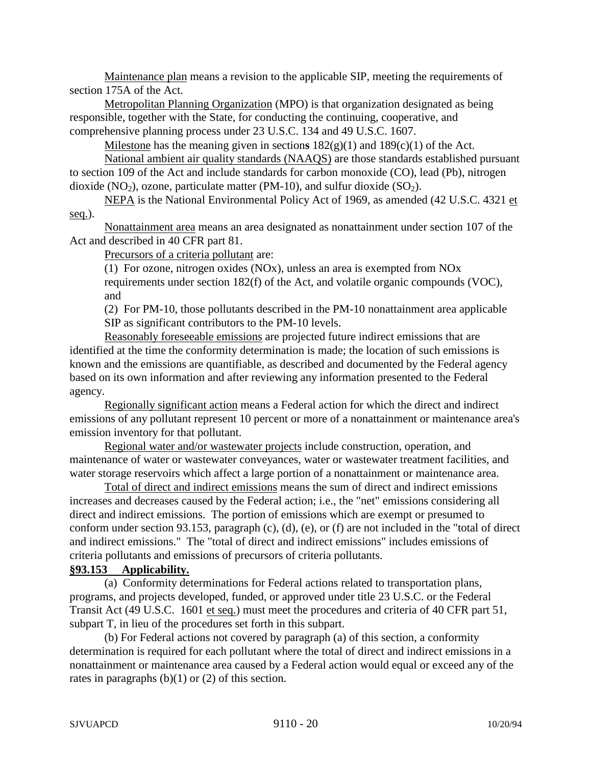Maintenance plan means a revision to the applicable SIP, meeting the requirements of section 175A of the Act.

Metropolitan Planning Organization (MPO) is that organization designated as being responsible, together with the State, for conducting the continuing, cooperative, and comprehensive planning process under 23 U.S.C. 134 and 49 U.S.C. 1607.

Milestone has the meaning given in sections 182(g)(1) and 189(c)(1) of the Act.

National ambient air quality standards (NAAQS) are those standards established pursuant to section 109 of the Act and include standards for carbon monoxide (CO), lead (Pb), nitrogen dioxide ($NO_2$), ozone, particulate matter (PM-10), and sulfur dioxide ($SO_2$).

NEPA is the National Environmental Policy Act of 1969, as amended (42 U.S.C. 4321 et seq.).

Nonattainment area means an area designated as nonattainment under section 107 of the Act and described in 40 CFR part 81.

Precursors of a criteria pollutant are:

(1) For ozone, nitrogen oxides (NOx), unless an area is exempted from NOx requirements under section 182(f) of the Act, and volatile organic compounds (VOC), and

(2) For PM-10, those pollutants described in the PM-10 nonattainment area applicable SIP as significant contributors to the PM-10 levels.

Reasonably foreseeable emissions are projected future indirect emissions that are identified at the time the conformity determination is made; the location of such emissions is known and the emissions are quantifiable, as described and documented by the Federal agency based on its own information and after reviewing any information presented to the Federal agency.

Regionally significant action means a Federal action for which the direct and indirect emissions of any pollutant represent 10 percent or more of a nonattainment or maintenance area's emission inventory for that pollutant.

Regional water and/or wastewater projects include construction, operation, and maintenance of water or wastewater conveyances, water or wastewater treatment facilities, and water storage reservoirs which affect a large portion of a nonattainment or maintenance area.

Total of direct and indirect emissions means the sum of direct and indirect emissions increases and decreases caused by the Federal action; i.e., the "net" emissions considering all direct and indirect emissions. The portion of emissions which are exempt or presumed to conform under section 93.153, paragraph (c), (d), (e), or (f) are not included in the "total of direct and indirect emissions." The "total of direct and indirect emissions" includes emissions of criteria pollutants and emissions of precursors of criteria pollutants.

**§93.153 Applicability.**

(a) Conformity determinations for Federal actions related to transportation plans, programs, and projects developed, funded, or approved under title 23 U.S.C. or the Federal Transit Act (49 U.S.C. 1601 et seq.) must meet the procedures and criteria of 40 CFR part 51, subpart T, in lieu of the procedures set forth in this subpart.

(b) For Federal actions not covered by paragraph (a) of this section, a conformity determination is required for each pollutant where the total of direct and indirect emissions in a nonattainment or maintenance area caused by a Federal action would equal or exceed any of the rates in paragraphs (b)(1) or (2) of this section.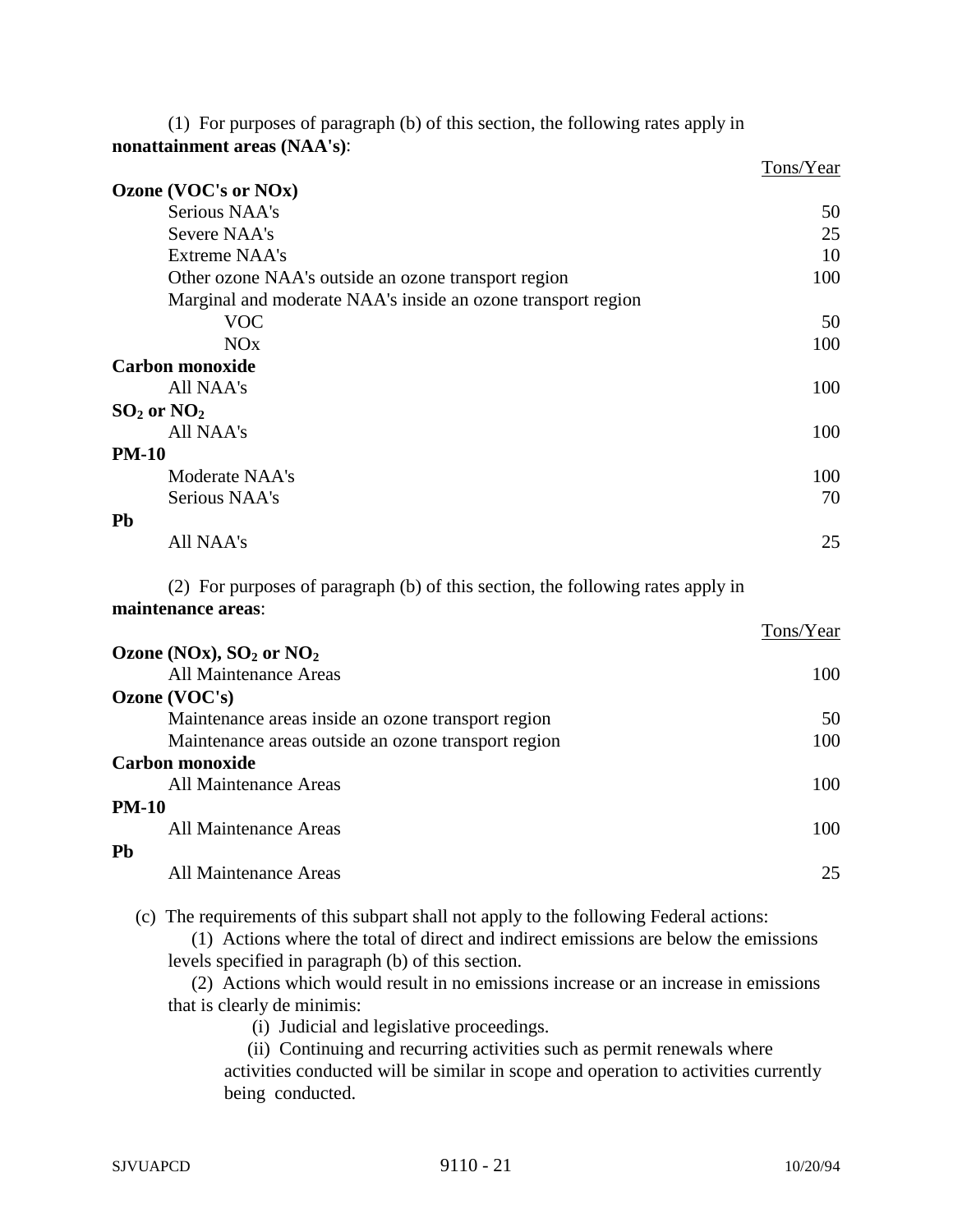(1) For purposes of paragraph (b) of this section, the following rates apply in **nonattainment areas (NAA's)**:

| | Tons/Year |
|---|---|
| **Ozone (VOC's or NOx)** | |
| Serious NAA's | 50 |
| Severe NAA's | 25 |
| Extreme NAA's | 10 |
| Other ozone NAA's outside an ozone transport region | 100 |
| Marginal and moderate NAA's inside an ozone transport region | |
| VOC | 50 |
| NOx | 100 |
| **Carbon monoxide** | |
| All NAA's | 100 |
| **$SO_2$ or $NO_2$** | |
| All NAA's | 100 |
| **PM-10** | |
| Moderate NAA's | 100 |
| Serious NAA's | 70 |
| **Pb** | |
| All NAA's | 25 |

(2) For purposes of paragraph (b) of this section, the following rates apply in **maintenance areas**:

| | Tons/Year |
|---|---|
| **Ozone (NOx), $SO_2$ or $NO_2$** | |
| All Maintenance Areas | 100 |
| **Ozone (VOC's)** | |
| Maintenance areas inside an ozone transport region | 50 |
| Maintenance areas outside an ozone transport region | 100 |
| **Carbon monoxide** | |
| All Maintenance Areas | 100 |
| **PM-10** | |
| All Maintenance Areas | 100 |
| **Pb** | |
| All Maintenance Areas | 25 |

(c) The requirements of this subpart shall not apply to the following Federal actions:

(1) Actions where the total of direct and indirect emissions are below the emissions levels specified in paragraph (b) of this section.

(2) Actions which would result in no emissions increase or an increase in emissions that is clearly de minimis:

(i) Judicial and legislative proceedings.

(ii) Continuing and recurring activities such as permit renewals where activities conducted will be similar in scope and operation to activities currently being conducted.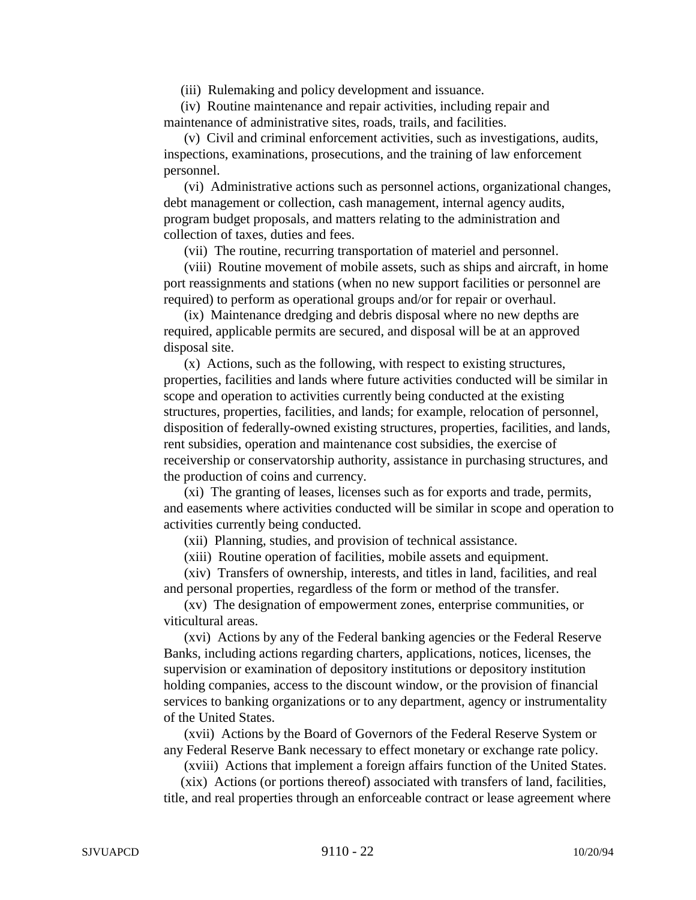(iii) Rulemaking and policy development and issuance.

(iv) Routine maintenance and repair activities, including repair and maintenance of administrative sites, roads, trails, and facilities.

(v) Civil and criminal enforcement activities, such as investigations, audits, inspections, examinations, prosecutions, and the training of law enforcement personnel.

(vi) Administrative actions such as personnel actions, organizational changes, debt management or collection, cash management, internal agency audits, program budget proposals, and matters relating to the administration and collection of taxes, duties and fees.

(vii) The routine, recurring transportation of materiel and personnel.

(viii) Routine movement of mobile assets, such as ships and aircraft, in home port reassignments and stations (when no new support facilities or personnel are required) to perform as operational groups and/or for repair or overhaul.

(ix) Maintenance dredging and debris disposal where no new depths are required, applicable permits are secured, and disposal will be at an approved disposal site.

(x) Actions, such as the following, with respect to existing structures, properties, facilities and lands where future activities conducted will be similar in scope and operation to activities currently being conducted at the existing structures, properties, facilities, and lands; for example, relocation of personnel, disposition of federally-owned existing structures, properties, facilities, and lands, rent subsidies, operation and maintenance cost subsidies, the exercise of receivership or conservatorship authority, assistance in purchasing structures, and the production of coins and currency.

(xi) The granting of leases, licenses such as for exports and trade, permits, and easements where activities conducted will be similar in scope and operation to activities currently being conducted.

(xii) Planning, studies, and provision of technical assistance.

(xiii) Routine operation of facilities, mobile assets and equipment.

(xiv) Transfers of ownership, interests, and titles in land, facilities, and real and personal properties, regardless of the form or method of the transfer.

(xv) The designation of empowerment zones, enterprise communities, or viticultural areas.

(xvi) Actions by any of the Federal banking agencies or the Federal Reserve Banks, including actions regarding charters, applications, notices, licenses, the supervision or examination of depository institutions or depository institution holding companies, access to the discount window, or the provision of financial services to banking organizations or to any department, agency or instrumentality of the United States.

(xvii) Actions by the Board of Governors of the Federal Reserve System or any Federal Reserve Bank necessary to effect monetary or exchange rate policy.

(xviii) Actions that implement a foreign affairs function of the United States.

(xix) Actions (or portions thereof) associated with transfers of land, facilities, title, and real properties through an enforceable contract or lease agreement where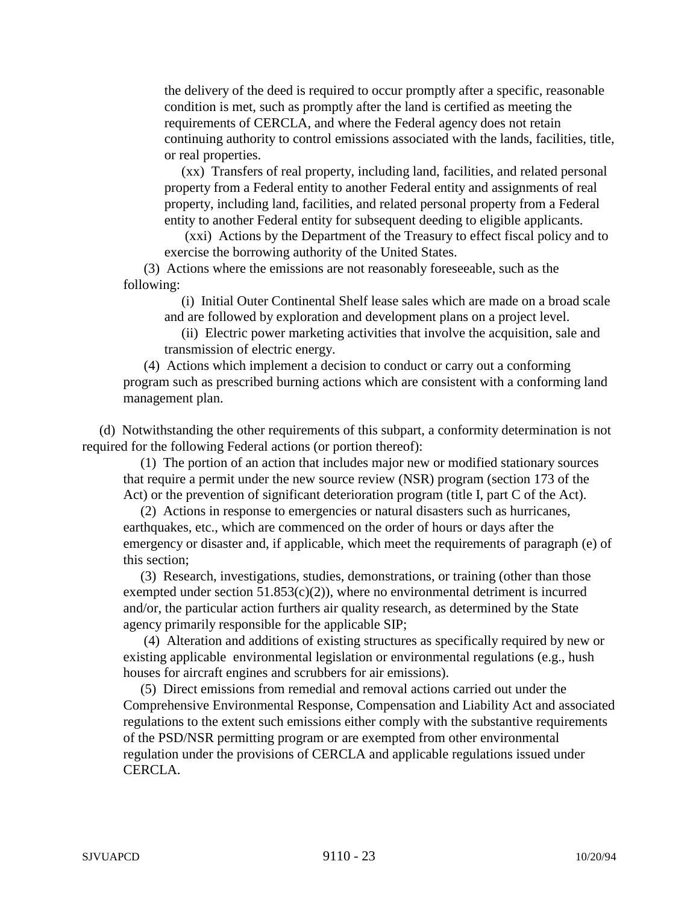the delivery of the deed is required to occur promptly after a specific, reasonable condition is met, such as promptly after the land is certified as meeting the requirements of CERCLA, and where the Federal agency does not retain continuing authority to control emissions associated with the lands, facilities, title, or real properties.

(xx) Transfers of real property, including land, facilities, and related personal property from a Federal entity to another Federal entity and assignments of real property, including land, facilities, and related personal property from a Federal entity to another Federal entity for subsequent deeding to eligible applicants.

(xxi) Actions by the Department of the Treasury to effect fiscal policy and to exercise the borrowing authority of the United States.

(3) Actions where the emissions are not reasonably foreseeable, such as the following:

(i) Initial Outer Continental Shelf lease sales which are made on a broad scale and are followed by exploration and development plans on a project level.

(ii) Electric power marketing activities that involve the acquisition, sale and transmission of electric energy.

(4) Actions which implement a decision to conduct or carry out a conforming program such as prescribed burning actions which are consistent with a conforming land management plan.

(d) Notwithstanding the other requirements of this subpart, a conformity determination is not required for the following Federal actions (or portion thereof):

(1) The portion of an action that includes major new or modified stationary sources that require a permit under the new source review (NSR) program (section 173 of the Act) or the prevention of significant deterioration program (title I, part C of the Act).

(2) Actions in response to emergencies or natural disasters such as hurricanes, earthquakes, etc., which are commenced on the order of hours or days after the emergency or disaster and, if applicable, which meet the requirements of paragraph (e) of this section;

(3) Research, investigations, studies, demonstrations, or training (other than those exempted under section 51.853(c)(2)), where no environmental detriment is incurred and/or, the particular action furthers air quality research, as determined by the State agency primarily responsible for the applicable SIP;

(4) Alteration and additions of existing structures as specifically required by new or existing applicable environmental legislation or environmental regulations (e.g., hush houses for aircraft engines and scrubbers for air emissions).

(5) Direct emissions from remedial and removal actions carried out under the Comprehensive Environmental Response, Compensation and Liability Act and associated regulations to the extent such emissions either comply with the substantive requirements of the PSD/NSR permitting program or are exempted from other environmental regulation under the provisions of CERCLA and applicable regulations issued under CERCLA.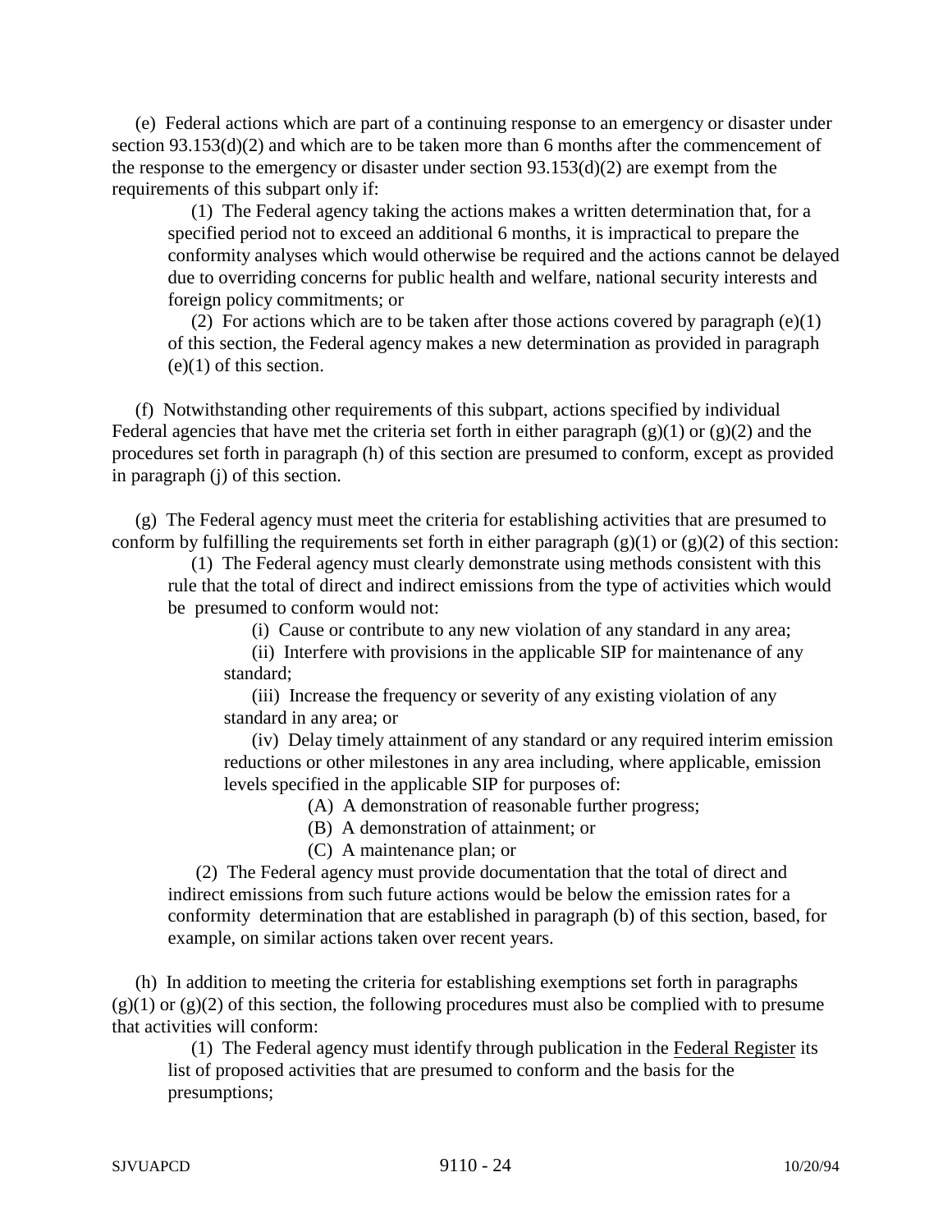(e) Federal actions which are part of a continuing response to an emergency or disaster under section 93.153(d)(2) and which are to be taken more than 6 months after the commencement of the response to the emergency or disaster under section 93.153(d)(2) are exempt from the requirements of this subpart only if:

(1) The Federal agency taking the actions makes a written determination that, for a specified period not to exceed an additional 6 months, it is impractical to prepare the conformity analyses which would otherwise be required and the actions cannot be delayed due to overriding concerns for public health and welfare, national security interests and foreign policy commitments; or

(2) For actions which are to be taken after those actions covered by paragraph (e)(1) of this section, the Federal agency makes a new determination as provided in paragraph (e)(1) of this section.

(f) Notwithstanding other requirements of this subpart, actions specified by individual Federal agencies that have met the criteria set forth in either paragraph (g)(1) or (g)(2) and the procedures set forth in paragraph (h) of this section are presumed to conform, except as provided in paragraph (j) of this section.

(g) The Federal agency must meet the criteria for establishing activities that are presumed to conform by fulfilling the requirements set forth in either paragraph (g)(1) or (g)(2) of this section:

(1) The Federal agency must clearly demonstrate using methods consistent with this rule that the total of direct and indirect emissions from the type of activities which would be presumed to conform would not:

(i) Cause or contribute to any new violation of any standard in any area;

(ii) Interfere with provisions in the applicable SIP for maintenance of any standard;

(iii) Increase the frequency or severity of any existing violation of any standard in any area; or

(iv) Delay timely attainment of any standard or any required interim emission reductions or other milestones in any area including, where applicable, emission levels specified in the applicable SIP for purposes of:

(A) A demonstration of reasonable further progress;

(B) A demonstration of attainment; or

(C) A maintenance plan; or

(2) The Federal agency must provide documentation that the total of direct and indirect emissions from such future actions would be below the emission rates for a conformity determination that are established in paragraph (b) of this section, based, for example, on similar actions taken over recent years.

(h) In addition to meeting the criteria for establishing exemptions set forth in paragraphs (g)(1) or (g)(2) of this section, the following procedures must also be complied with to presume that activities will conform:

(1) The Federal agency must identify through publication in the Federal Register its list of proposed activities that are presumed to conform and the basis for the presumptions;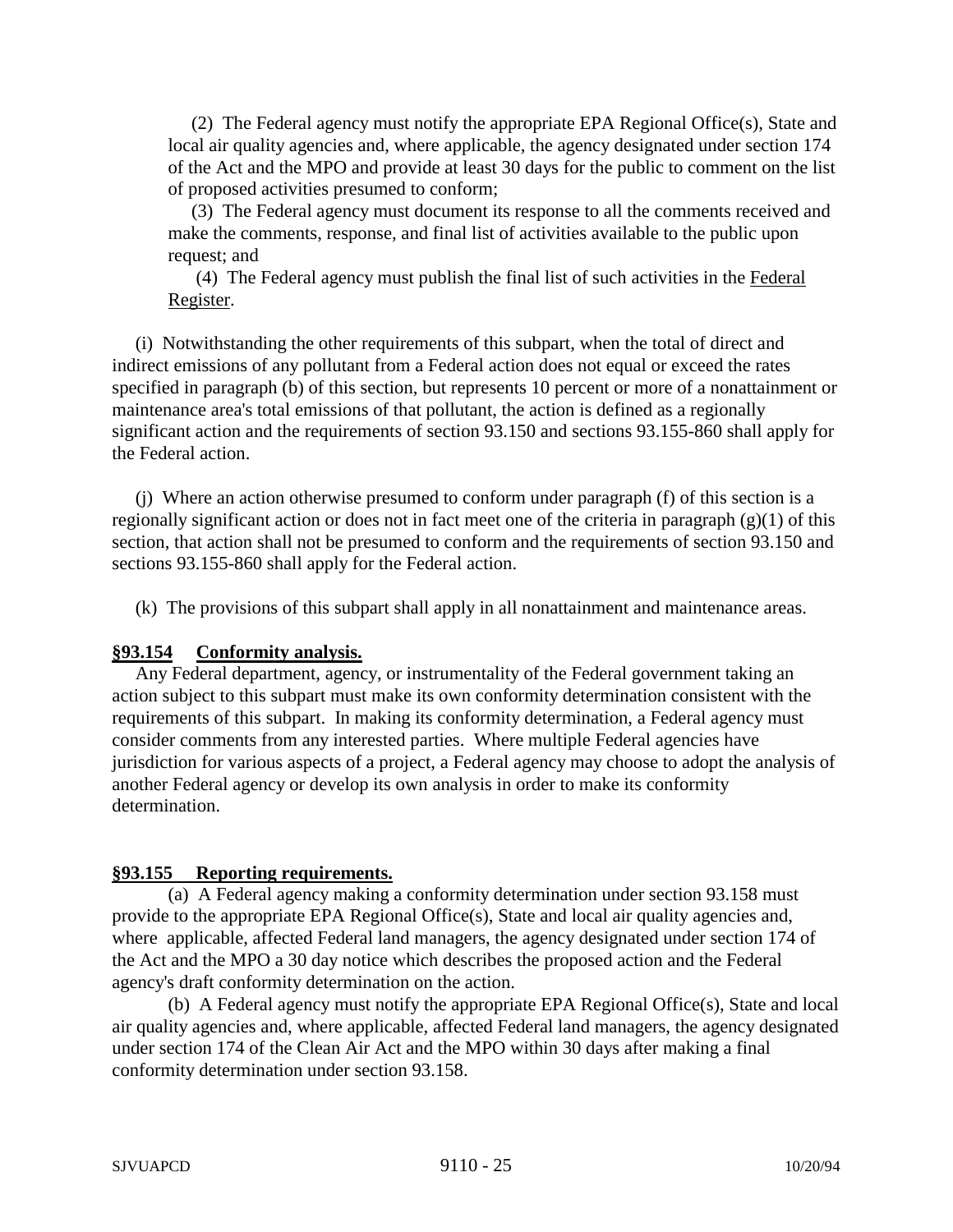(2) The Federal agency must notify the appropriate EPA Regional Office(s), State and local air quality agencies and, where applicable, the agency designated under section 174 of the Act and the MPO and provide at least 30 days for the public to comment on the list of proposed activities presumed to conform;

(3) The Federal agency must document its response to all the comments received and make the comments, response, and final list of activities available to the public upon request; and

(4) The Federal agency must publish the final list of such activities in the Federal Register.

(i) Notwithstanding the other requirements of this subpart, when the total of direct and indirect emissions of any pollutant from a Federal action does not equal or exceed the rates specified in paragraph (b) of this section, but represents 10 percent or more of a nonattainment or maintenance area's total emissions of that pollutant, the action is defined as a regionally significant action and the requirements of section 93.150 and sections 93.155-860 shall apply for the Federal action.

(j) Where an action otherwise presumed to conform under paragraph (f) of this section is a regionally significant action or does not in fact meet one of the criteria in paragraph (g)(1) of this section, that action shall not be presumed to conform and the requirements of section 93.150 and sections 93.155-860 shall apply for the Federal action.

(k) The provisions of this subpart shall apply in all nonattainment and maintenance areas.

## §93.154 Conformity analysis.

Any Federal department, agency, or instrumentality of the Federal government taking an action subject to this subpart must make its own conformity determination consistent with the requirements of this subpart. In making its conformity determination, a Federal agency must consider comments from any interested parties. Where multiple Federal agencies have jurisdiction for various aspects of a project, a Federal agency may choose to adopt the analysis of another Federal agency or develop its own analysis in order to make its conformity determination.

## §93.155 Reporting requirements.

(a) A Federal agency making a conformity determination under section 93.158 must provide to the appropriate EPA Regional Office(s), State and local air quality agencies and, where applicable, affected Federal land managers, the agency designated under section 174 of the Act and the MPO a 30 day notice which describes the proposed action and the Federal agency's draft conformity determination on the action.

(b) A Federal agency must notify the appropriate EPA Regional Office(s), State and local air quality agencies and, where applicable, affected Federal land managers, the agency designated under section 174 of the Clean Air Act and the MPO within 30 days after making a final conformity determination under section 93.158.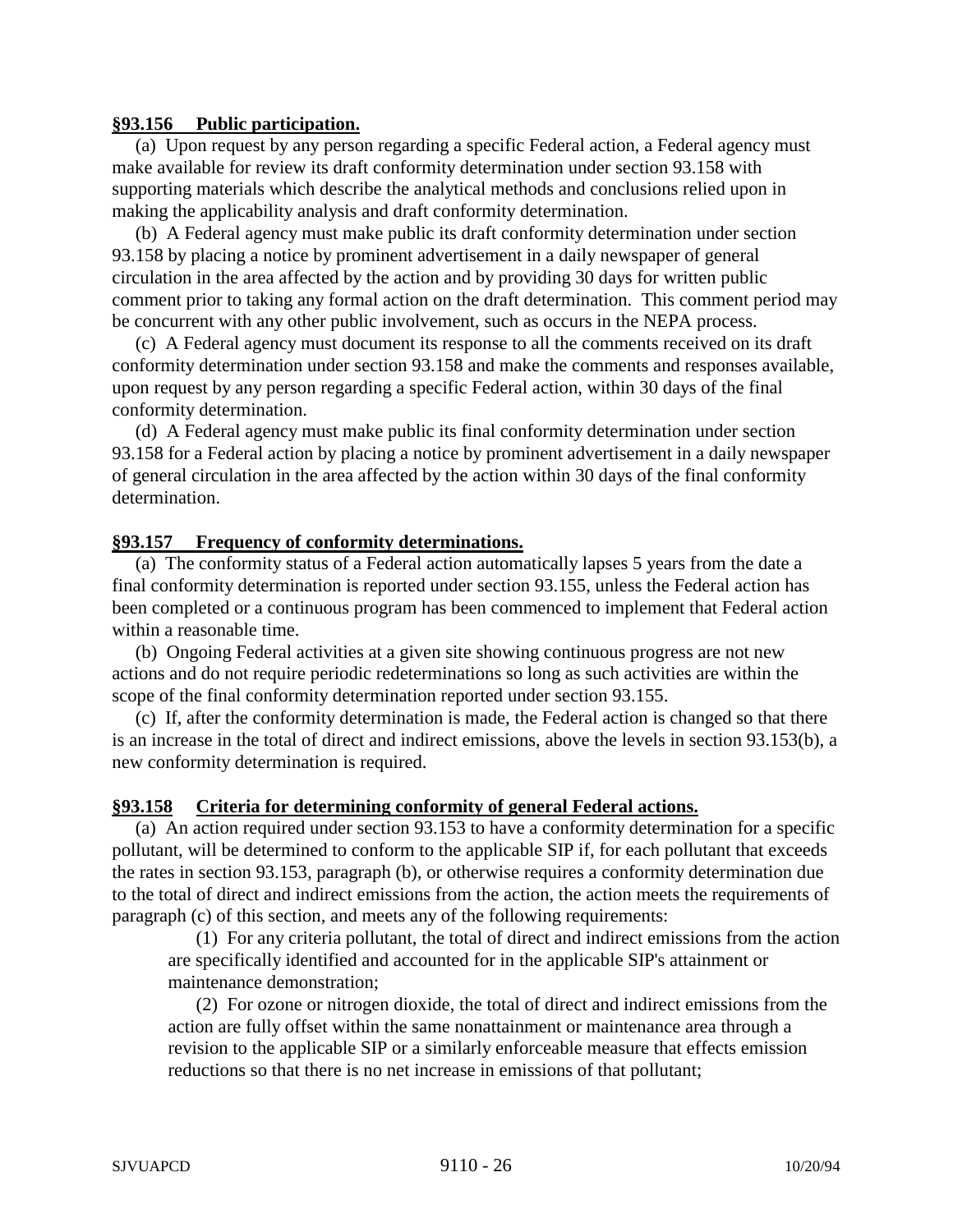### §93.156 Public participation.

(a) Upon request by any person regarding a specific Federal action, a Federal agency must make available for review its draft conformity determination under section 93.158 with supporting materials which describe the analytical methods and conclusions relied upon in making the applicability analysis and draft conformity determination.

(b) A Federal agency must make public its draft conformity determination under section 93.158 by placing a notice by prominent advertisement in a daily newspaper of general circulation in the area affected by the action and by providing 30 days for written public comment prior to taking any formal action on the draft determination. This comment period may be concurrent with any other public involvement, such as occurs in the NEPA process.

(c) A Federal agency must document its response to all the comments received on its draft conformity determination under section 93.158 and make the comments and responses available, upon request by any person regarding a specific Federal action, within 30 days of the final conformity determination.

(d) A Federal agency must make public its final conformity determination under section 93.158 for a Federal action by placing a notice by prominent advertisement in a daily newspaper of general circulation in the area affected by the action within 30 days of the final conformity determination.

### §93.157 Frequency of conformity determinations.

(a) The conformity status of a Federal action automatically lapses 5 years from the date a final conformity determination is reported under section 93.155, unless the Federal action has been completed or a continuous program has been commenced to implement that Federal action within a reasonable time.

(b) Ongoing Federal activities at a given site showing continuous progress are not new actions and do not require periodic redeterminations so long as such activities are within the scope of the final conformity determination reported under section 93.155.

(c) If, after the conformity determination is made, the Federal action is changed so that there is an increase in the total of direct and indirect emissions, above the levels in section 93.153(b), a new conformity determination is required.

### §93.158 Criteria for determining conformity of general Federal actions.

(a) An action required under section 93.153 to have a conformity determination for a specific pollutant, will be determined to conform to the applicable SIP if, for each pollutant that exceeds the rates in section 93.153, paragraph (b), or otherwise requires a conformity determination due to the total of direct and indirect emissions from the action, the action meets the requirements of paragraph (c) of this section, and meets any of the following requirements:

(1) For any criteria pollutant, the total of direct and indirect emissions from the action are specifically identified and accounted for in the applicable SIP's attainment or maintenance demonstration;

(2) For ozone or nitrogen dioxide, the total of direct and indirect emissions from the action are fully offset within the same nonattainment or maintenance area through a revision to the applicable SIP or a similarly enforceable measure that effects emission reductions so that there is no net increase in emissions of that pollutant;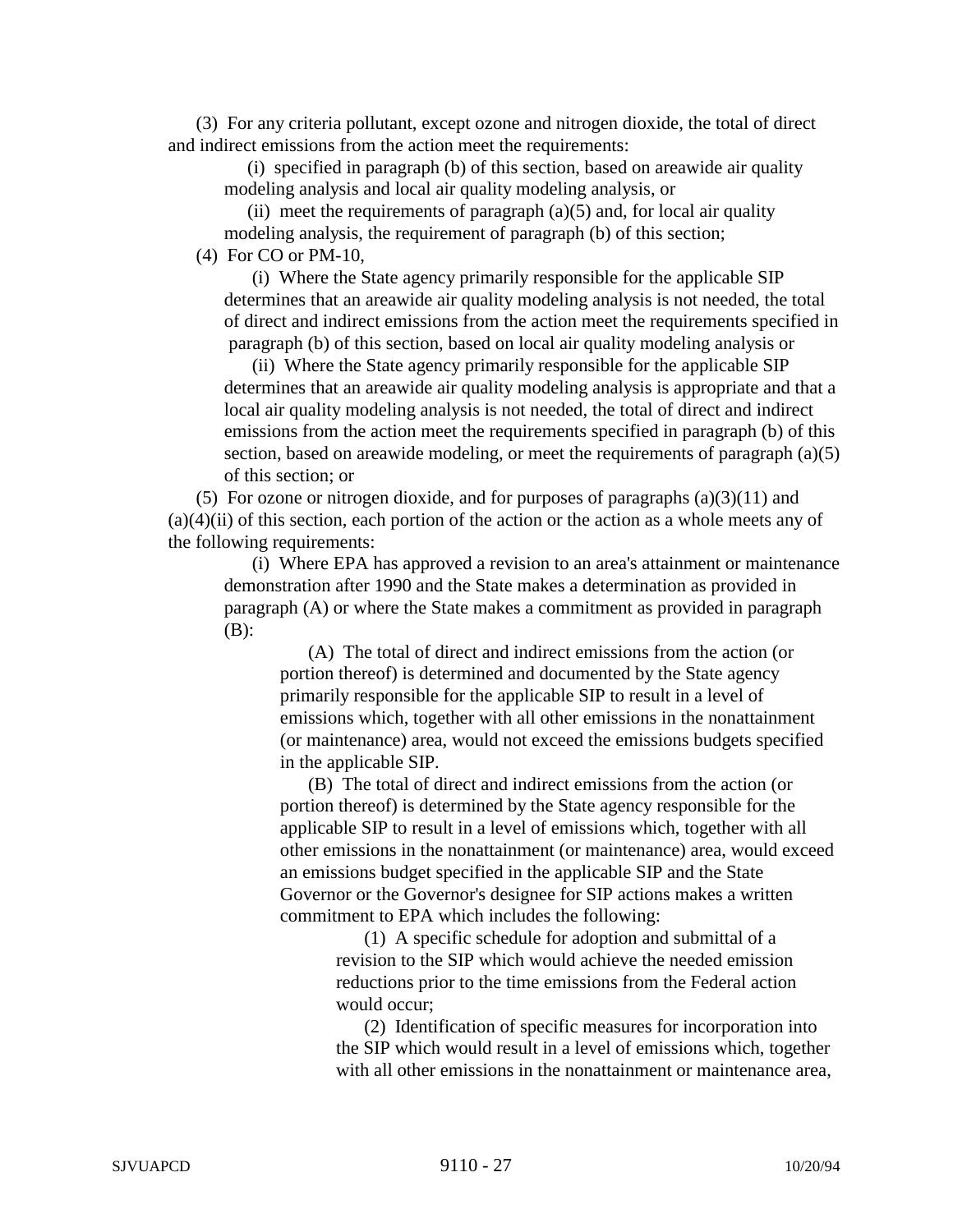(3) For any criteria pollutant, except ozone and nitrogen dioxide, the total of direct and indirect emissions from the action meet the requirements:

(i) specified in paragraph (b) of this section, based on areawide air quality modeling analysis and local air quality modeling analysis, or

(ii) meet the requirements of paragraph (a)(5) and, for local air quality modeling analysis, the requirement of paragraph (b) of this section;

(4) For CO or PM-10,

(i) Where the State agency primarily responsible for the applicable SIP determines that an areawide air quality modeling analysis is not needed, the total of direct and indirect emissions from the action meet the requirements specified in paragraph (b) of this section, based on local air quality modeling analysis or

(ii) Where the State agency primarily responsible for the applicable SIP determines that an areawide air quality modeling analysis is appropriate and that a local air quality modeling analysis is not needed, the total of direct and indirect emissions from the action meet the requirements specified in paragraph (b) of this section, based on areawide modeling, or meet the requirements of paragraph (a)(5) of this section; or

(5) For ozone or nitrogen dioxide, and for purposes of paragraphs (a)(3)(11) and (a)(4)(ii) of this section, each portion of the action or the action as a whole meets any of the following requirements:

(i) Where EPA has approved a revision to an area's attainment or maintenance demonstration after 1990 and the State makes a determination as provided in paragraph (A) or where the State makes a commitment as provided in paragraph (B):

(A) The total of direct and indirect emissions from the action (or portion thereof) is determined and documented by the State agency primarily responsible for the applicable SIP to result in a level of emissions which, together with all other emissions in the nonattainment (or maintenance) area, would not exceed the emissions budgets specified in the applicable SIP.

(B) The total of direct and indirect emissions from the action (or portion thereof) is determined by the State agency responsible for the applicable SIP to result in a level of emissions which, together with all other emissions in the nonattainment (or maintenance) area, would exceed an emissions budget specified in the applicable SIP and the State Governor or the Governor's designee for SIP actions makes a written commitment to EPA which includes the following:

(1) A specific schedule for adoption and submittal of a revision to the SIP which would achieve the needed emission reductions prior to the time emissions from the Federal action would occur;

(2) Identification of specific measures for incorporation into the SIP which would result in a level of emissions which, together with all other emissions in the nonattainment or maintenance area,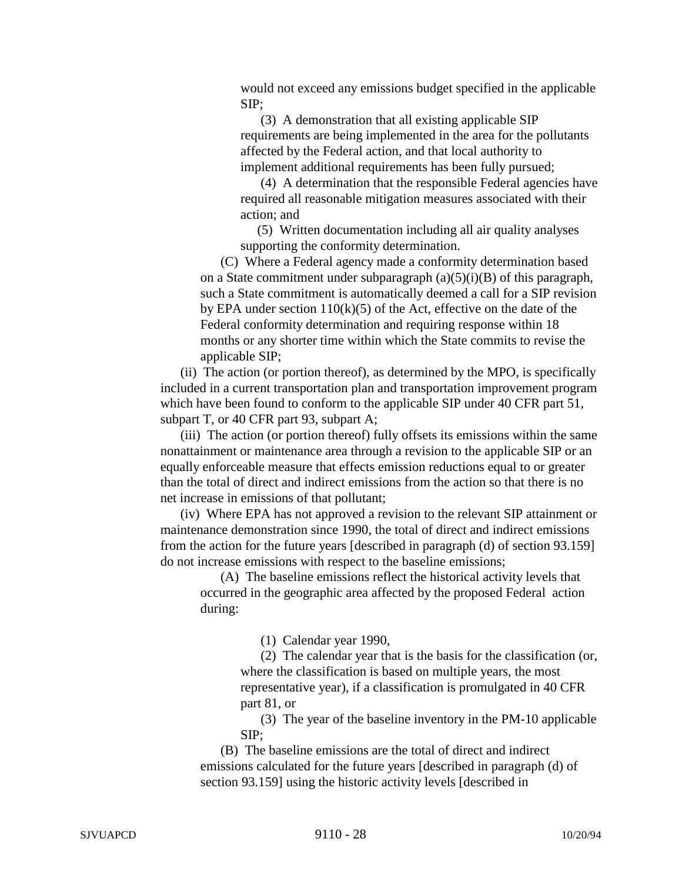would not exceed any emissions budget specified in the applicable SIP;

(3) A demonstration that all existing applicable SIP requirements are being implemented in the area for the pollutants affected by the Federal action, and that local authority to implement additional requirements has been fully pursued;

(4) A determination that the responsible Federal agencies have required all reasonable mitigation measures associated with their action; and

(5) Written documentation including all air quality analyses supporting the conformity determination.

(C) Where a Federal agency made a conformity determination based on a State commitment under subparagraph (a)(5)(i)(B) of this paragraph, such a State commitment is automatically deemed a call for a SIP revision by EPA under section 110(k)(5) of the Act, effective on the date of the Federal conformity determination and requiring response within 18 months or any shorter time within which the State commits to revise the applicable SIP;

(ii) The action (or portion thereof), as determined by the MPO, is specifically included in a current transportation plan and transportation improvement program which have been found to conform to the applicable SIP under 40 CFR part 51, subpart T, or 40 CFR part 93, subpart A;

(iii) The action (or portion thereof) fully offsets its emissions within the same nonattainment or maintenance area through a revision to the applicable SIP or an equally enforceable measure that effects emission reductions equal to or greater than the total of direct and indirect emissions from the action so that there is no net increase in emissions of that pollutant;

(iv) Where EPA has not approved a revision to the relevant SIP attainment or maintenance demonstration since 1990, the total of direct and indirect emissions from the action for the future years [described in paragraph (d) of section 93.159] do not increase emissions with respect to the baseline emissions;

(A) The baseline emissions reflect the historical activity levels that occurred in the geographic area affected by the proposed Federal action during:

(1) Calendar year 1990,

(2) The calendar year that is the basis for the classification (or, where the classification is based on multiple years, the most representative year), if a classification is promulgated in 40 CFR part 81, or

(3) The year of the baseline inventory in the PM-10 applicable SIP;

(B) The baseline emissions are the total of direct and indirect emissions calculated for the future years [described in paragraph (d) of section 93.159] using the historic activity levels [described in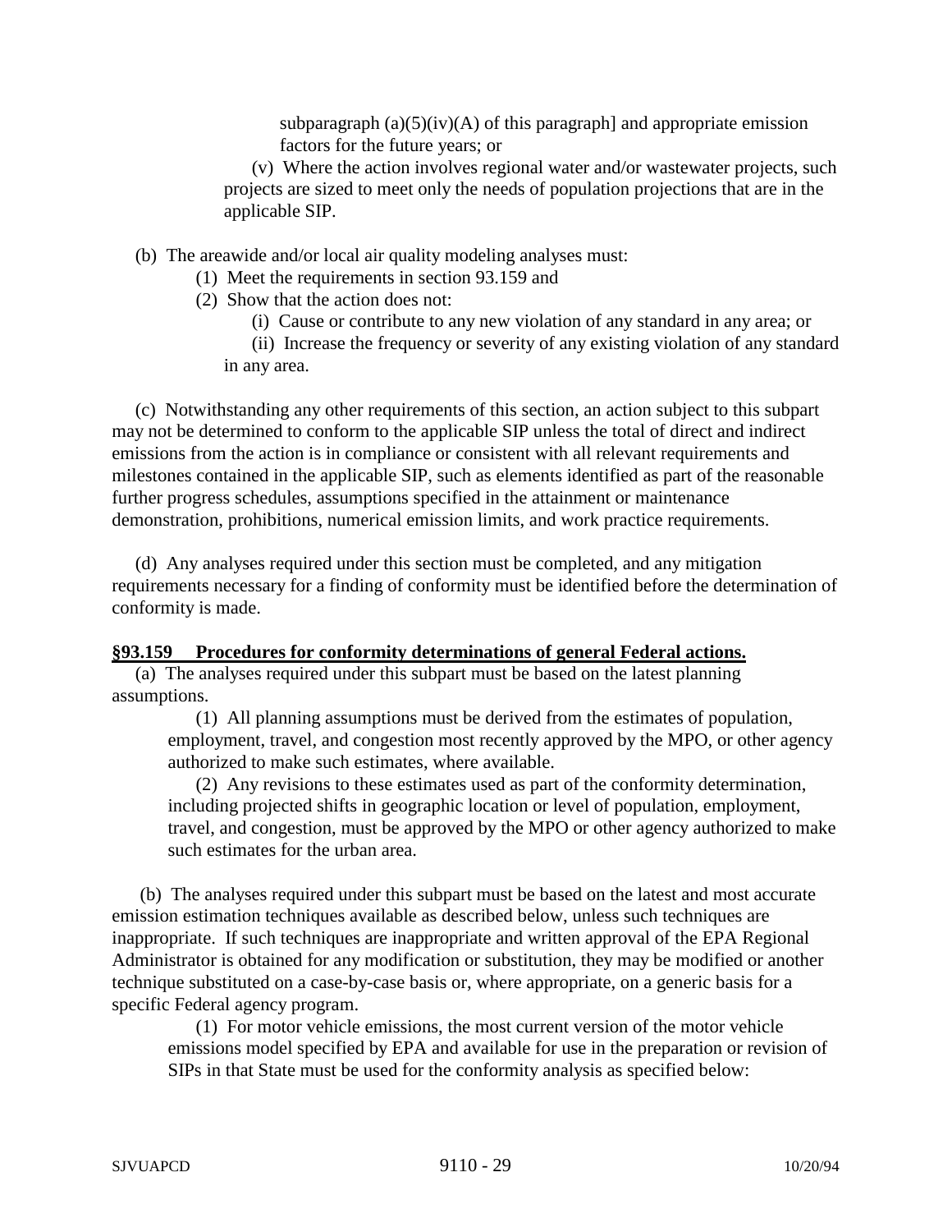subparagraph (a)(5)(iv)(A) of this paragraph] and appropriate emission factors for the future years; or

(v) Where the action involves regional water and/or wastewater projects, such projects are sized to meet only the needs of population projections that are in the applicable SIP.

(b) The areawide and/or local air quality modeling analyses must:

(1) Meet the requirements in section 93.159 and

(2) Show that the action does not:

(i) Cause or contribute to any new violation of any standard in any area; or

(ii) Increase the frequency or severity of any existing violation of any standard in any area.

(c) Notwithstanding any other requirements of this section, an action subject to this subpart may not be determined to conform to the applicable SIP unless the total of direct and indirect emissions from the action is in compliance or consistent with all relevant requirements and milestones contained in the applicable SIP, such as elements identified as part of the reasonable further progress schedules, assumptions specified in the attainment or maintenance demonstration, prohibitions, numerical emission limits, and work practice requirements.

(d) Any analyses required under this section must be completed, and any mitigation requirements necessary for a finding of conformity must be identified before the determination of conformity is made.

**§93.159 Procedures for conformity determinations of general Federal actions.**

(a) The analyses required under this subpart must be based on the latest planning assumptions.

(1) All planning assumptions must be derived from the estimates of population, employment, travel, and congestion most recently approved by the MPO, or other agency authorized to make such estimates, where available.

(2) Any revisions to these estimates used as part of the conformity determination, including projected shifts in geographic location or level of population, employment, travel, and congestion, must be approved by the MPO or other agency authorized to make such estimates for the urban area.

(b) The analyses required under this subpart must be based on the latest and most accurate emission estimation techniques available as described below, unless such techniques are inappropriate. If such techniques are inappropriate and written approval of the EPA Regional Administrator is obtained for any modification or substitution, they may be modified or another technique substituted on a case-by-case basis or, where appropriate, on a generic basis for a specific Federal agency program.

(1) For motor vehicle emissions, the most current version of the motor vehicle emissions model specified by EPA and available for use in the preparation or revision of SIPs in that State must be used for the conformity analysis as specified below: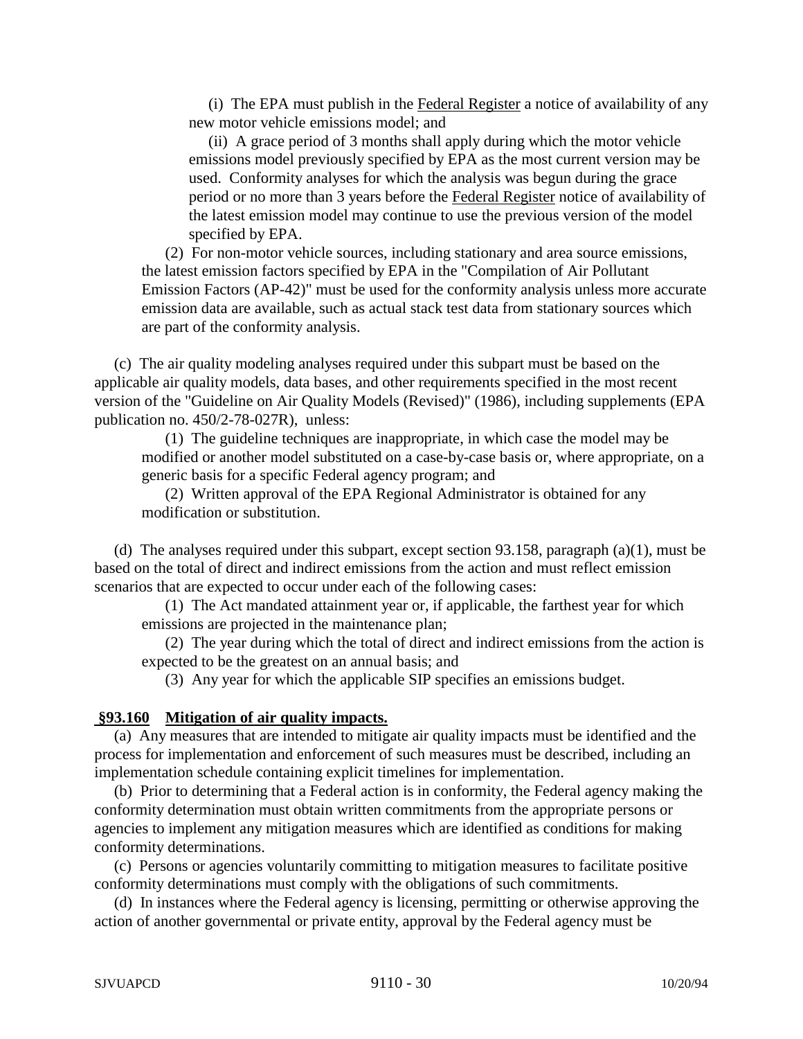(i) The EPA must publish in the Federal Register a notice of availability of any new motor vehicle emissions model; and

(ii) A grace period of 3 months shall apply during which the motor vehicle emissions model previously specified by EPA as the most current version may be used. Conformity analyses for which the analysis was begun during the grace period or no more than 3 years before the Federal Register notice of availability of the latest emission model may continue to use the previous version of the model specified by EPA.

(2) For non-motor vehicle sources, including stationary and area source emissions, the latest emission factors specified by EPA in the "Compilation of Air Pollutant Emission Factors (AP-42)" must be used for the conformity analysis unless more accurate emission data are available, such as actual stack test data from stationary sources which are part of the conformity analysis.

(c) The air quality modeling analyses required under this subpart must be based on the applicable air quality models, data bases, and other requirements specified in the most recent version of the "Guideline on Air Quality Models (Revised)" (1986), including supplements (EPA publication no. 450/2-78-027R), unless:

(1) The guideline techniques are inappropriate, in which case the model may be modified or another model substituted on a case-by-case basis or, where appropriate, on a generic basis for a specific Federal agency program; and

(2) Written approval of the EPA Regional Administrator is obtained for any modification or substitution.

(d) The analyses required under this subpart, except section 93.158, paragraph (a)(1), must be based on the total of direct and indirect emissions from the action and must reflect emission scenarios that are expected to occur under each of the following cases:

(1) The Act mandated attainment year or, if applicable, the farthest year for which emissions are projected in the maintenance plan;

(2) The year during which the total of direct and indirect emissions from the action is expected to be the greatest on an annual basis; and

(3) Any year for which the applicable SIP specifies an emissions budget.

## §93.160 Mitigation of air quality impacts.

(a) Any measures that are intended to mitigate air quality impacts must be identified and the process for implementation and enforcement of such measures must be described, including an implementation schedule containing explicit timelines for implementation.

(b) Prior to determining that a Federal action is in conformity, the Federal agency making the conformity determination must obtain written commitments from the appropriate persons or agencies to implement any mitigation measures which are identified as conditions for making conformity determinations.

(c) Persons or agencies voluntarily committing to mitigation measures to facilitate positive conformity determinations must comply with the obligations of such commitments.

(d) In instances where the Federal agency is licensing, permitting or otherwise approving the action of another governmental or private entity, approval by the Federal agency must be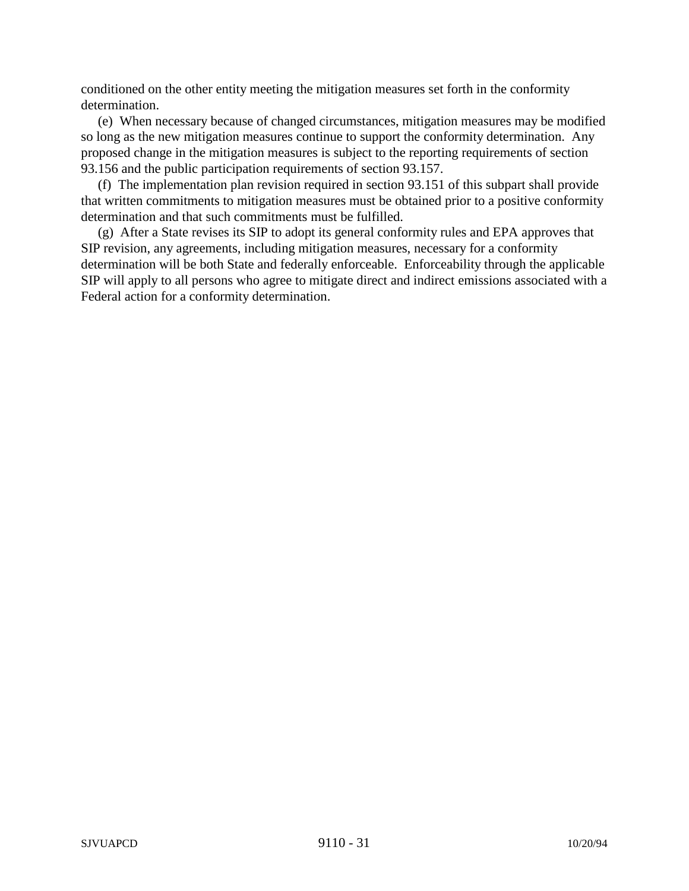conditioned on the other entity meeting the mitigation measures set forth in the conformity determination.

(e) When necessary because of changed circumstances, mitigation measures may be modified so long as the new mitigation measures continue to support the conformity determination. Any proposed change in the mitigation measures is subject to the reporting requirements of section 93.156 and the public participation requirements of section 93.157.

(f) The implementation plan revision required in section 93.151 of this subpart shall provide that written commitments to mitigation measures must be obtained prior to a positive conformity determination and that such commitments must be fulfilled.

(g) After a State revises its SIP to adopt its general conformity rules and EPA approves that SIP revision, any agreements, including mitigation measures, necessary for a conformity determination will be both State and federally enforceable. Enforceability through the applicable SIP will apply to all persons who agree to mitigate direct and indirect emissions associated with a Federal action for a conformity determination.